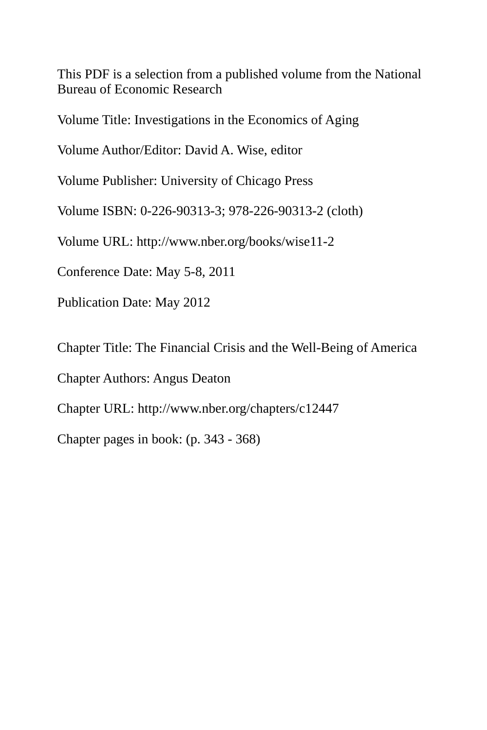This PDF is a selection from a published volume from the National Bureau of Economic Research

Volume Title: Investigations in the Economics of Aging

Volume Author/Editor: David A. Wise, editor

Volume Publisher: University of Chicago Press

Volume ISBN: 0-226-90313-3; 978-226-90313-2 (cloth)

Volume URL: http://www.nber.org/books/wise11-2

Conference Date: May 5-8, 2011

Publication Date: May 2012

Chapter Title: The Financial Crisis and the Well-Being of America

Chapter Authors: Angus Deaton

Chapter URL: http://www.nber.org/chapters/c12447

Chapter pages in book: (p. 343 - 368)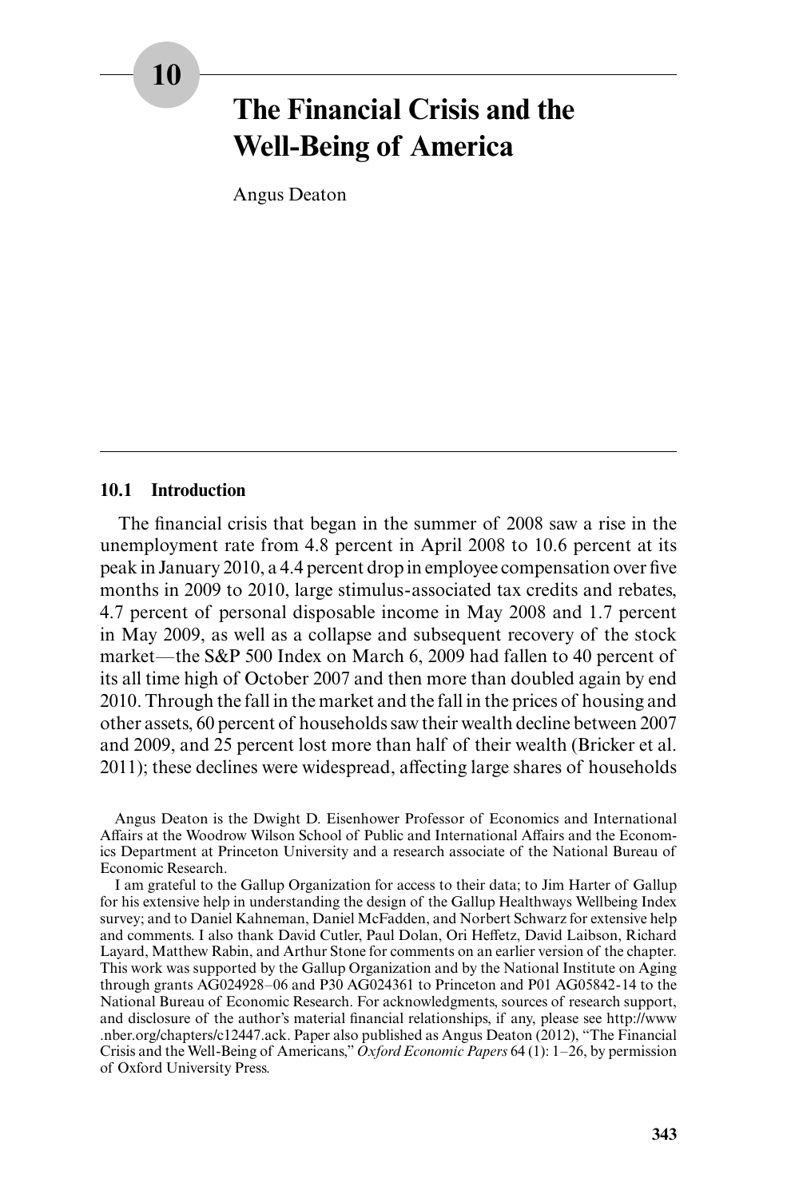# 10 The Financial Crisis and the Well-Being of America

Angus Deaton

## 10.1 Introduction

The financial crisis that began in the summer of 2008 saw a rise in the unemployment rate from 4.8 percent in April 2008 to 10.6 percent at its peak in January 2010, a 4.4 percent drop in employee compensation over five months in 2009 to 2010, large stimulus-associated tax credits and rebates, 4.7 percent of personal disposable income in May 2008 and 1.7 percent in May 2009, as well as a collapse and subsequent recovery of the stock market—the S&P 500 Index on March 6, 2009 had fallen to 40 percent of its all time high of October 2007 and then more than doubled again by end 2010. Through the fall in the market and the fall in the prices of housing and other assets, 60 percent of households saw their wealth decline between 2007 and 2009, and 25 percent lost more than half of their wealth (Bricker et al. 2011); these declines were widespread, affecting large shares of households

Angus Deaton is the Dwight D. Eisenhower Professor of Economics and International Affairs at the Woodrow Wilson School of Public and International Affairs and the Economics Department at Princeton University and a research associate of the National Bureau of Economic Research.

I am grateful to the Gallup Organization for access to their data; to Jim Harter of Gallup for his extensive help in understanding the design of the Gallup Healthways Wellbeing Index survey; and to Daniel Kahneman, Daniel McFadden, and Norbert Schwarz for extensive help and comments. I also thank David Cutler, Paul Dolan, Ori Heffetz, David Laibson, Richard Layard, Matthew Rabin, and Arthur Stone for comments on an earlier version of the chapter. This work was supported by the Gallup Organization and by the National Institute on Aging through grants AG024928–06 and P30 AG024361 to Princeton and P01 AG05842-14 to the National Bureau of Economic Research. For acknowledgments, sources of research support, and disclosure of the author's material financial relationships, if any, please see http://www.nber.org/chapters/c12447.ack. Paper also published as Angus Deaton (2012), "The Financial Crisis and the Well-Being of Americans," *Oxford Economic Papers* 64 (1): 1–26, by permission of Oxford University Press.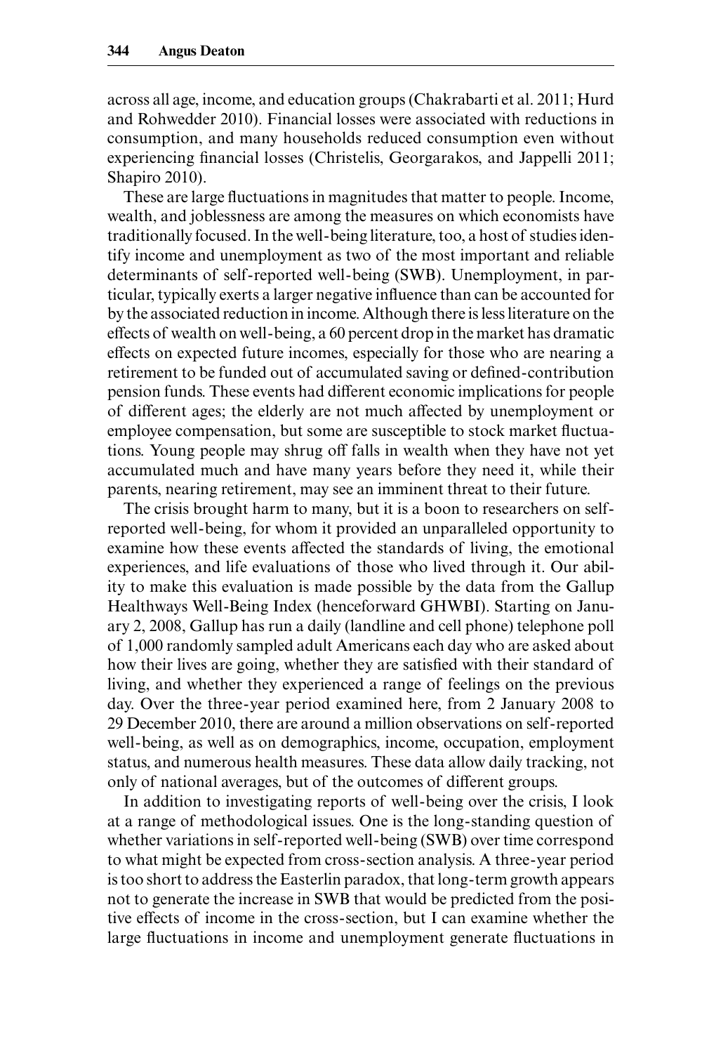across all age, income, and education groups (Chakrabarti et al. 2011; Hurd and Rohwedder 2010). Financial losses were associated with reductions in consumption, and many households reduced consumption even without experiencing financial losses (Christelis, Georgarakos, and Jappelli 2011; Shapiro 2010).

These are large fluctuations in magnitudes that matter to people. Income, wealth, and joblessness are among the measures on which economists have traditionally focused. In the well-being literature, too, a host of studies identify income and unemployment as two of the most important and reliable determinants of self-reported well-being (SWB). Unemployment, in particular, typically exerts a larger negative influence than can be accounted for by the associated reduction in income. Although there is less literature on the effects of wealth on well-being, a 60 percent drop in the market has dramatic effects on expected future incomes, especially for those who are nearing a retirement to be funded out of accumulated saving or defined-contribution pension funds. These events had different economic implications for people of different ages; the elderly are not much affected by unemployment or employee compensation, but some are susceptible to stock market fluctuations. Young people may shrug off falls in wealth when they have not yet accumulated much and have many years before they need it, while their parents, nearing retirement, may see an imminent threat to their future.

The crisis brought harm to many, but it is a boon to researchers on self-reported well-being, for whom it provided an unparalleled opportunity to examine how these events affected the standards of living, the emotional experiences, and life evaluations of those who lived through it. Our ability to make this evaluation is made possible by the data from the Gallup Healthways Well-Being Index (henceforward GHWBI). Starting on January 2, 2008, Gallup has run a daily (landline and cell phone) telephone poll of 1,000 randomly sampled adult Americans each day who are asked about how their lives are going, whether they are satisfied with their standard of living, and whether they experienced a range of feelings on the previous day. Over the three-year period examined here, from 2 January 2008 to 29 December 2010, there are around a million observations on self-reported well-being, as well as on demographics, income, occupation, employment status, and numerous health measures. These data allow daily tracking, not only of national averages, but of the outcomes of different groups.

In addition to investigating reports of well-being over the crisis, I look at a range of methodological issues. One is the long-standing question of whether variations in self-reported well-being (SWB) over time correspond to what might be expected from cross-section analysis. A three-year period is too short to address the Easterlin paradox, that long-term growth appears not to generate the increase in SWB that would be predicted from the positive effects of income in the cross-section, but I can examine whether the large fluctuations in income and unemployment generate fluctuations in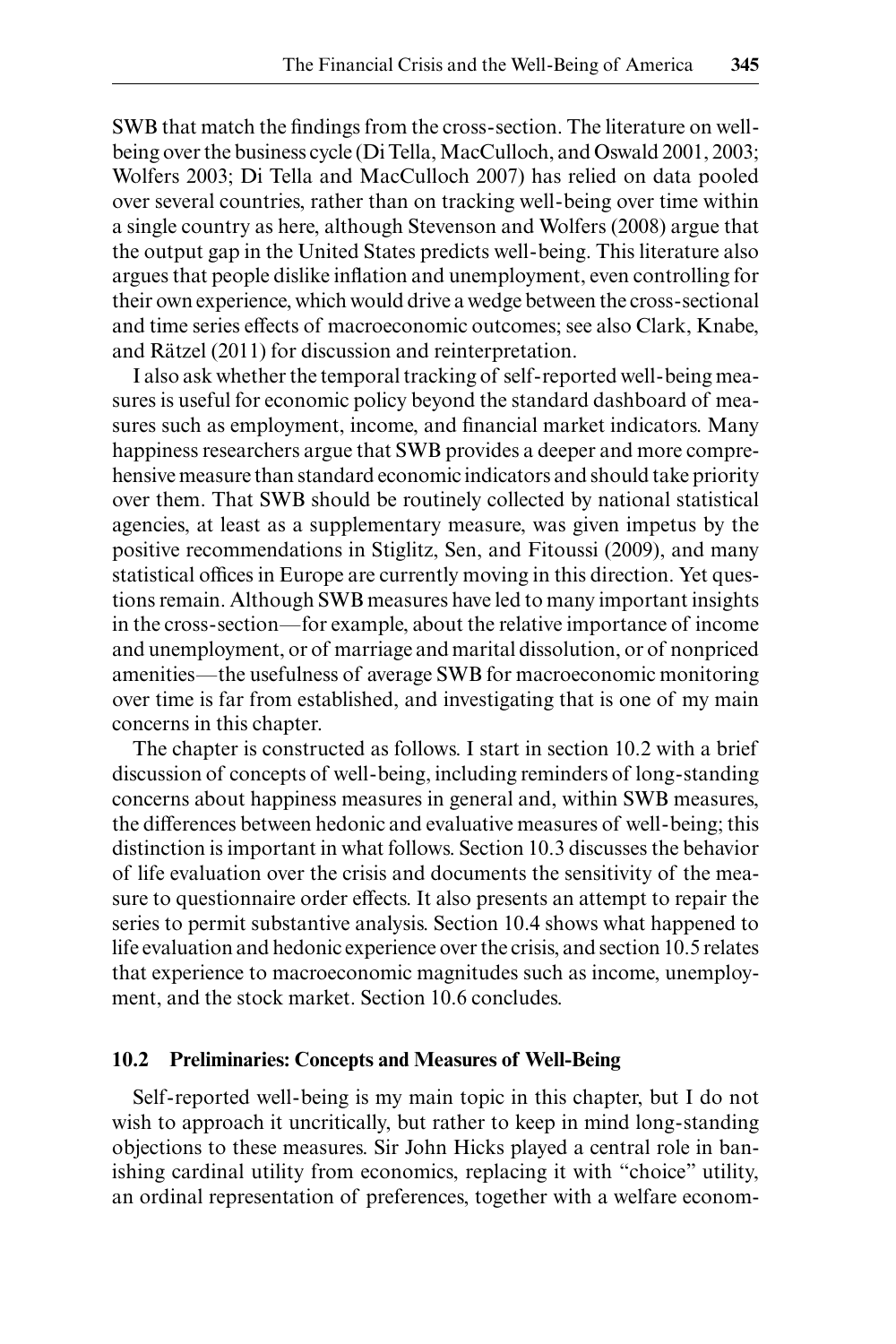SWB that match the findings from the cross-section. The literature on well-being over the business cycle (Di Tella, MacCulloch, and Oswald 2001, 2003; Wolfers 2003; Di Tella and MacCulloch 2007) has relied on data pooled over several countries, rather than on tracking well-being over time within a single country as here, although Stevenson and Wolfers (2008) argue that the output gap in the United States predicts well-being. This literature also argues that people dislike inflation and unemployment, even controlling for their own experience, which would drive a wedge between the cross-sectional and time series effects of macroeconomic outcomes; see also Clark, Knabe, and Rätzel (2011) for discussion and reinterpretation.

I also ask whether the temporal tracking of self-reported well-being measures is useful for economic policy beyond the standard dashboard of measures such as employment, income, and financial market indicators. Many happiness researchers argue that SWB provides a deeper and more comprehensive measure than standard economic indicators and should take priority over them. That SWB should be routinely collected by national statistical agencies, at least as a supplementary measure, was given impetus by the positive recommendations in Stiglitz, Sen, and Fitoussi (2009), and many statistical offices in Europe are currently moving in this direction. Yet questions remain. Although SWB measures have led to many important insights in the cross-section—for example, about the relative importance of income and unemployment, or of marriage and marital dissolution, or of nonpriced amenities—the usefulness of average SWB for macroeconomic monitoring over time is far from established, and investigating that is one of my main concerns in this chapter.

The chapter is constructed as follows. I start in section 10.2 with a brief discussion of concepts of well-being, including reminders of long-standing concerns about happiness measures in general and, within SWB measures, the differences between hedonic and evaluative measures of well-being; this distinction is important in what follows. Section 10.3 discusses the behavior of life evaluation over the crisis and documents the sensitivity of the measure to questionnaire order effects. It also presents an attempt to repair the series to permit substantive analysis. Section 10.4 shows what happened to life evaluation and hedonic experience over the crisis, and section 10.5 relates that experience to macroeconomic magnitudes such as income, unemployment, and the stock market. Section 10.6 concludes.

## 10.2 Preliminaries: Concepts and Measures of Well-Being

Self-reported well-being is my main topic in this chapter, but I do not wish to approach it uncritically, but rather to keep in mind long-standing objections to these measures. Sir John Hicks played a central role in banishing cardinal utility from economics, replacing it with "choice" utility, an ordinal representation of preferences, together with a welfare econom-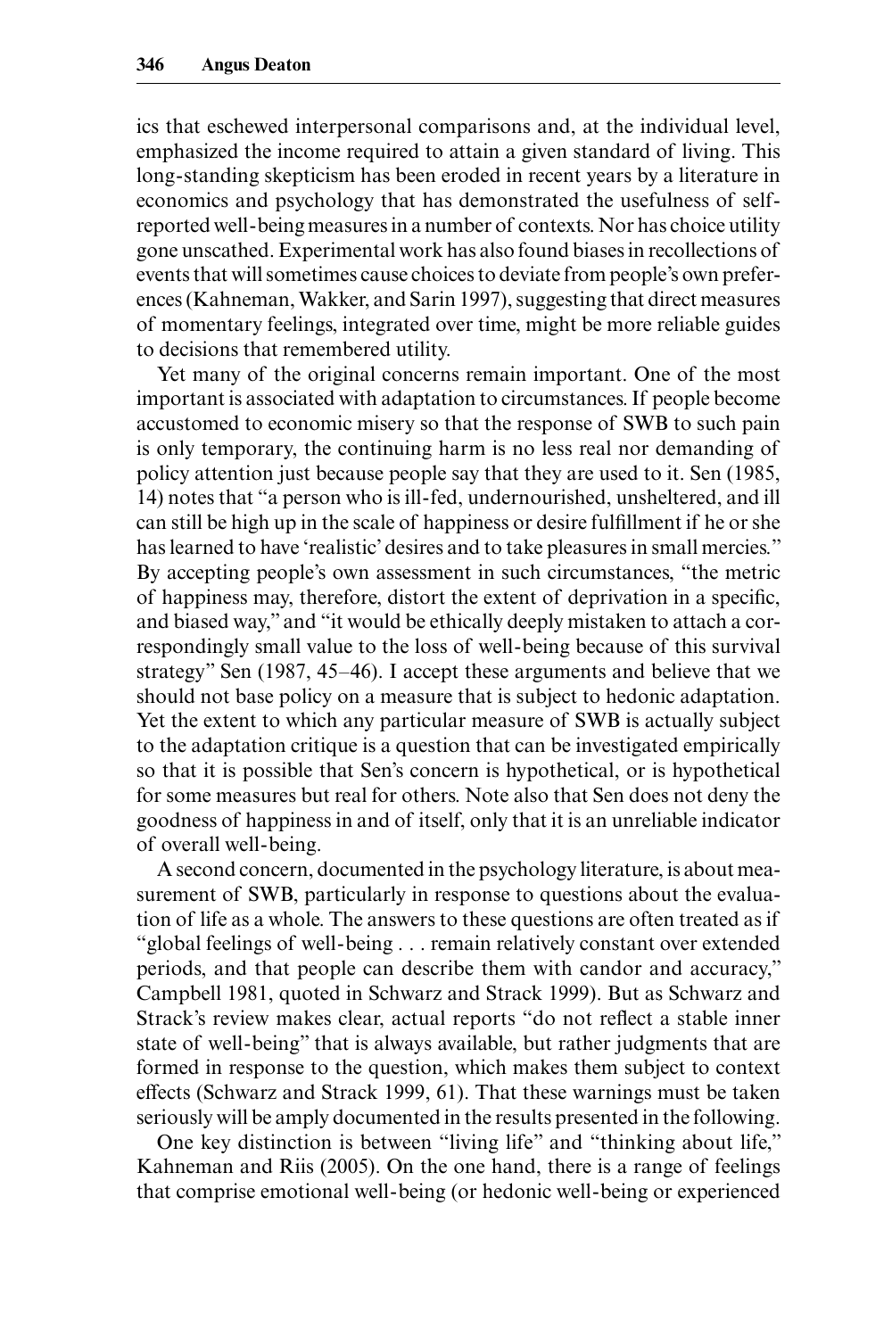ics that eschewed interpersonal comparisons and, at the individual level, emphasized the income required to attain a given standard of living. This long-standing skepticism has been eroded in recent years by a literature in economics and psychology that has demonstrated the usefulness of self-reported well-being measures in a number of contexts. Nor has choice utility gone unscathed. Experimental work has also found biases in recollections of events that will sometimes cause choices to deviate from people's own preferences (Kahneman, Wakker, and Sarin 1997), suggesting that direct measures of momentary feelings, integrated over time, might be more reliable guides to decisions that remembered utility.

Yet many of the original concerns remain important. One of the most important is associated with adaptation to circumstances. If people become accustomed to economic misery so that the response of SWB to such pain is only temporary, the continuing harm is no less real nor demanding of policy attention just because people say that they are used to it. Sen (1985, 14) notes that "a person who is ill-fed, undernourished, unsheltered, and ill can still be high up in the scale of happiness or desire fulfillment if he or she has learned to have 'realistic' desires and to take pleasures in small mercies." By accepting people's own assessment in such circumstances, "the metric of happiness may, therefore, distort the extent of deprivation in a specific, and biased way," and "it would be ethically deeply mistaken to attach a correspondingly small value to the loss of well-being because of this survival strategy" Sen (1987, 45–46). I accept these arguments and believe that we should not base policy on a measure that is subject to hedonic adaptation. Yet the extent to which any particular measure of SWB is actually subject to the adaptation critique is a question that can be investigated empirically so that it is possible that Sen's concern is hypothetical, or is hypothetical for some measures but real for others. Note also that Sen does not deny the goodness of happiness in and of itself, only that it is an unreliable indicator of overall well-being.

A second concern, documented in the psychology literature, is about measurement of SWB, particularly in response to questions about the evaluation of life as a whole. The answers to these questions are often treated as if "global feelings of well-being . . . remain relatively constant over extended periods, and that people can describe them with candor and accuracy," Campbell 1981, quoted in Schwarz and Strack 1999). But as Schwarz and Strack's review makes clear, actual reports "do not reflect a stable inner state of well-being" that is always available, but rather judgments that are formed in response to the question, which makes them subject to context effects (Schwarz and Strack 1999, 61). That these warnings must be taken seriously will be amply documented in the results presented in the following.

One key distinction is between "living life" and "thinking about life," Kahneman and Riis (2005). On the one hand, there is a range of feelings that comprise emotional well-being (or hedonic well-being or experienced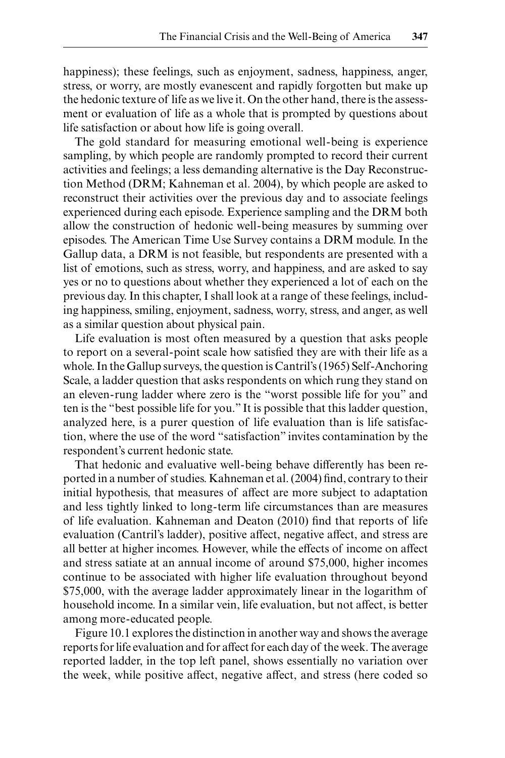happiness); these feelings, such as enjoyment, sadness, happiness, anger, stress, or worry, are mostly evanescent and rapidly forgotten but make up the hedonic texture of life as we live it. On the other hand, there is the assessment or evaluation of life as a whole that is prompted by questions about life satisfaction or about how life is going overall.

The gold standard for measuring emotional well-being is experience sampling, by which people are randomly prompted to record their current activities and feelings; a less demanding alternative is the Day Reconstruction Method (DRM; Kahneman et al. 2004), by which people are asked to reconstruct their activities over the previous day and to associate feelings experienced during each episode. Experience sampling and the DRM both allow the construction of hedonic well-being measures by summing over episodes. The American Time Use Survey contains a DRM module. In the Gallup data, a DRM is not feasible, but respondents are presented with a list of emotions, such as stress, worry, and happiness, and are asked to say yes or no to questions about whether they experienced a lot of each on the previous day. In this chapter, I shall look at a range of these feelings, including happiness, smiling, enjoyment, sadness, worry, stress, and anger, as well as a similar question about physical pain.

Life evaluation is most often measured by a question that asks people to report on a several-point scale how satisfied they are with their life as a whole. In the Gallup surveys, the question is Cantril's (1965) Self-Anchoring Scale, a ladder question that asks respondents on which rung they stand on an eleven-rung ladder where zero is the "worst possible life for you" and ten is the "best possible life for you." It is possible that this ladder question, analyzed here, is a purer question of life evaluation than is life satisfaction, where the use of the word "satisfaction" invites contamination by the respondent's current hedonic state.

That hedonic and evaluative well-being behave differently has been reported in a number of studies. Kahneman et al. (2004) find, contrary to their initial hypothesis, that measures of affect are more subject to adaptation and less tightly linked to long-term life circumstances than are measures of life evaluation. Kahneman and Deaton (2010) find that reports of life evaluation (Cantril's ladder), positive affect, negative affect, and stress are all better at higher incomes. However, while the effects of income on affect and stress satiate at an annual income of around $75,000, higher incomes continue to be associated with higher life evaluation throughout beyond $75,000, with the average ladder approximately linear in the logarithm of household income. In a similar vein, life evaluation, but not affect, is better among more-educated people.

Figure 10.1 explores the distinction in another way and shows the average reports for life evaluation and for affect for each day of the week. The average reported ladder, in the top left panel, shows essentially no variation over the week, while positive affect, negative affect, and stress (here coded so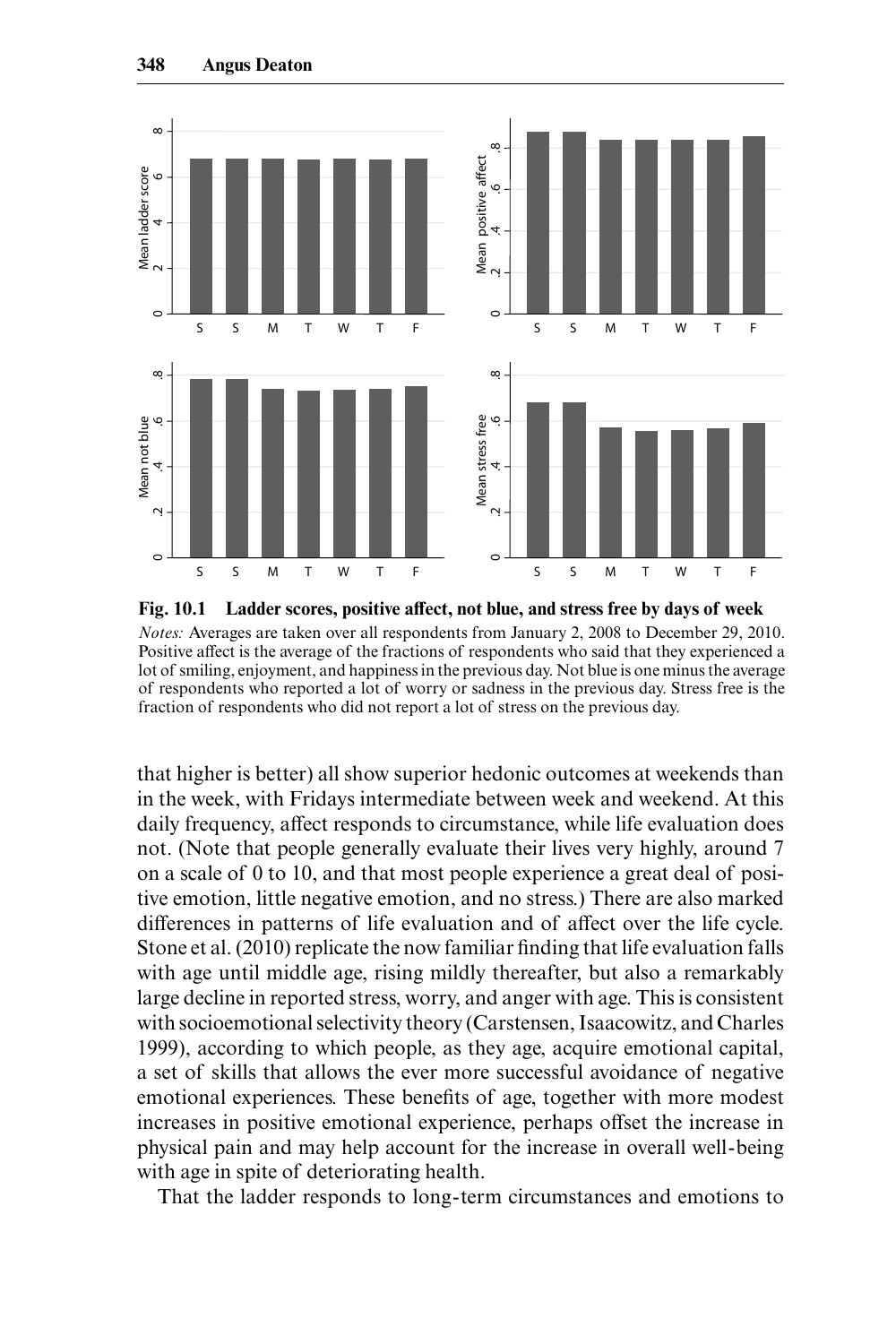**Fig. 10.1 Ladder scores, positive affect, not blue, and stress free by days of week**

*Notes:* Averages are taken over all respondents from January 2, 2008 to December 29, 2010. Positive affect is the average of the fractions of respondents who said that they experienced a lot of smiling, enjoyment, and happiness in the previous day. Not blue is one minus the average of respondents who reported a lot of worry or sadness in the previous day. Stress free is the fraction of respondents who did not report a lot of stress on the previous day.

that higher is better) all show superior hedonic outcomes at weekends than in the week, with Fridays intermediate between week and weekend. At this daily frequency, affect responds to circumstance, while life evaluation does not. (Note that people generally evaluate their lives very highly, around 7 on a scale of 0 to 10, and that most people experience a great deal of positive emotion, little negative emotion, and no stress.) There are also marked differences in patterns of life evaluation and of affect over the life cycle. Stone et al. (2010) replicate the now familiar finding that life evaluation falls with age until middle age, rising mildly thereafter, but also a remarkably large decline in reported stress, worry, and anger with age. This is consistent with socioemotional selectivity theory (Carstensen, Isaacowitz, and Charles 1999), according to which people, as they age, acquire emotional capital, a set of skills that allows the ever more successful avoidance of negative emotional experiences. These benefits of age, together with more modest increases in positive emotional experience, perhaps offset the increase in physical pain and may help account for the increase in overall well-being with age in spite of deteriorating health.

That the ladder responds to long-term circumstances and emotions to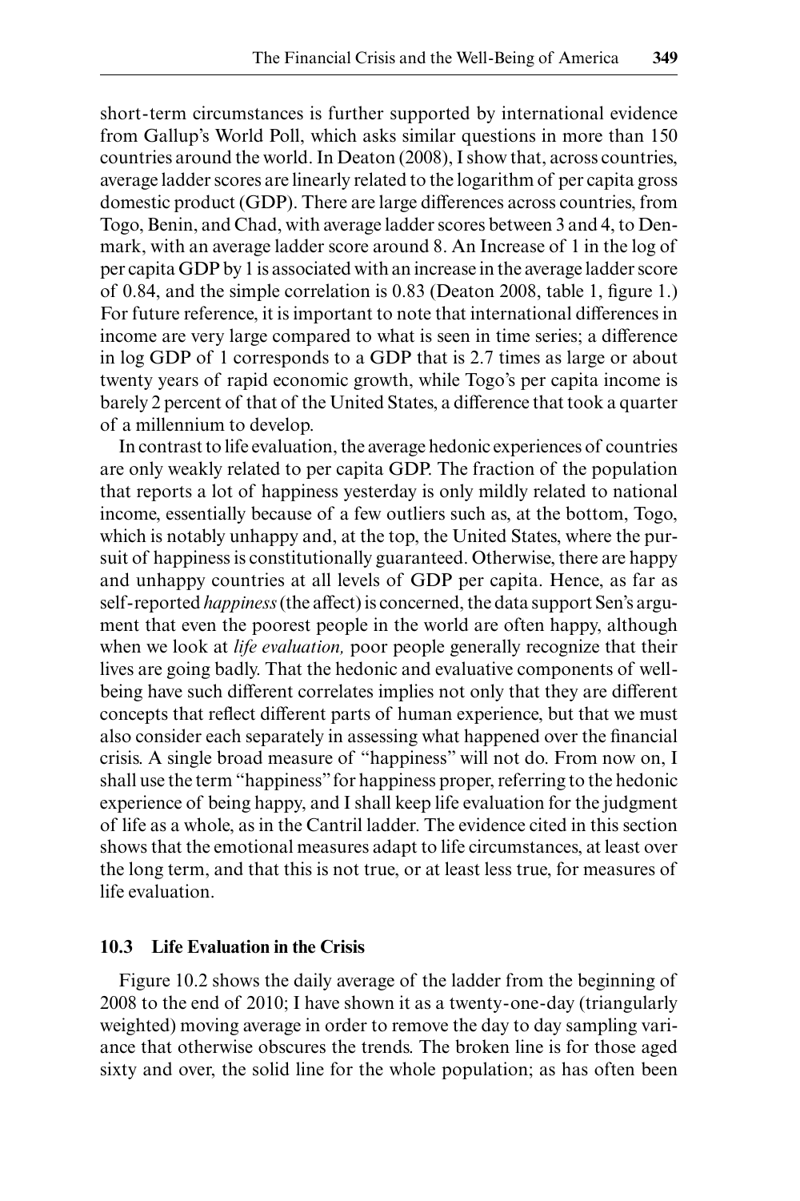short-term circumstances is further supported by international evidence from Gallup's World Poll, which asks similar questions in more than 150 countries around the world. In Deaton (2008), I show that, across countries, average ladder scores are linearly related to the logarithm of per capita gross domestic product (GDP). There are large differences across countries, from Togo, Benin, and Chad, with average ladder scores between 3 and 4, to Denmark, with an average ladder score around 8. An Increase of 1 in the log of per capita GDP by 1 is associated with an increase in the average ladder score of 0.84, and the simple correlation is 0.83 (Deaton 2008, table 1, figure 1.) For future reference, it is important to note that international differences in income are very large compared to what is seen in time series; a difference in log GDP of 1 corresponds to a GDP that is 2.7 times as large or about twenty years of rapid economic growth, while Togo's per capita income is barely 2 percent of that of the United States, a difference that took a quarter of a millennium to develop.

In contrast to life evaluation, the average hedonic experiences of countries are only weakly related to per capita GDP. The fraction of the population that reports a lot of happiness yesterday is only mildly related to national income, essentially because of a few outliers such as, at the bottom, Togo, which is notably unhappy and, at the top, the United States, where the pursuit of happiness is constitutionally guaranteed. Otherwise, there are happy and unhappy countries at all levels of GDP per capita. Hence, as far as self-reported *happiness* (the affect) is concerned, the data support Sen's argument that even the poorest people in the world are often happy, although when we look at *life evaluation,* poor people generally recognize that their lives are going badly. That the hedonic and evaluative components of well-being have such different correlates implies not only that they are different concepts that reflect different parts of human experience, but that we must also consider each separately in assessing what happened over the financial crisis. A single broad measure of "happiness" will not do. From now on, I shall use the term "happiness" for happiness proper, referring to the hedonic experience of being happy, and I shall keep life evaluation for the judgment of life as a whole, as in the Cantril ladder. The evidence cited in this section shows that the emotional measures adapt to life circumstances, at least over the long term, and that this is not true, or at least less true, for measures of life evaluation.

## 10.3 Life Evaluation in the Crisis

Figure 10.2 shows the daily average of the ladder from the beginning of 2008 to the end of 2010; I have shown it as a twenty-one-day (triangularly weighted) moving average in order to remove the day to day sampling variance that otherwise obscures the trends. The broken line is for those aged sixty and over, the solid line for the whole population; as has often been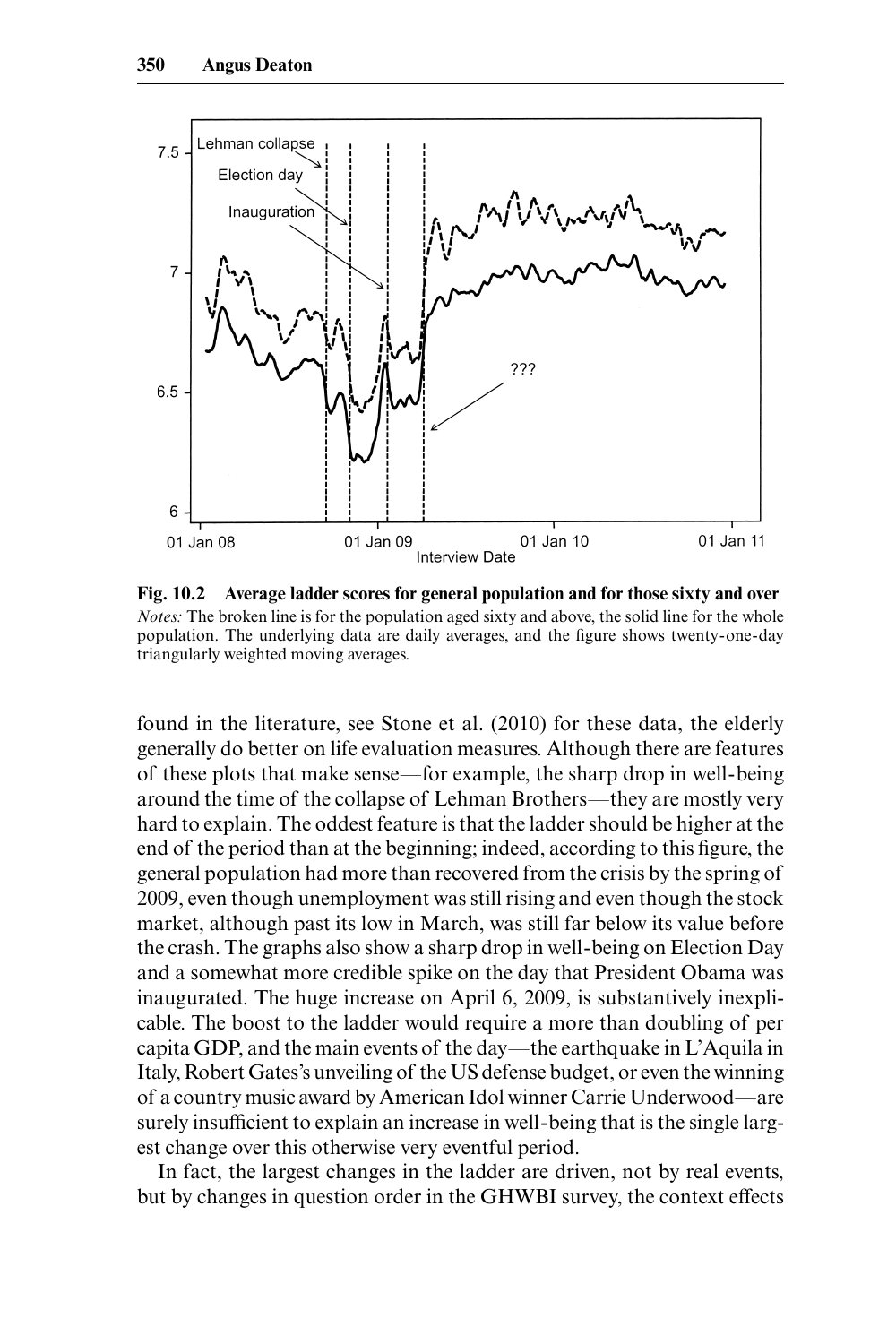**Fig. 10.2 Average ladder scores for general population and for those sixty and over**

*Notes:* The broken line is for the population aged sixty and above, the solid line for the whole population. The underlying data are daily averages, and the figure shows twenty-one-day triangularly weighted moving averages.

found in the literature, see Stone et al. (2010) for these data, the elderly generally do better on life evaluation measures. Although there are features of these plots that make sense—for example, the sharp drop in well-being around the time of the collapse of Lehman Brothers—they are mostly very hard to explain. The oddest feature is that the ladder should be higher at the end of the period than at the beginning; indeed, according to this figure, the general population had more than recovered from the crisis by the spring of 2009, even though unemployment was still rising and even though the stock market, although past its low in March, was still far below its value before the crash. The graphs also show a sharp drop in well-being on Election Day and a somewhat more credible spike on the day that President Obama was inaugurated. The huge increase on April 6, 2009, is substantively inexplicable. The boost to the ladder would require a more than doubling of per capita GDP, and the main events of the day—the earthquake in L'Aquila in Italy, Robert Gates's unveiling of the US defense budget, or even the winning of a country music award by American Idol winner Carrie Underwood—are surely insufficient to explain an increase in well-being that is the single largest change over this otherwise very eventful period.

In fact, the largest changes in the ladder are driven, not by real events, but by changes in question order in the GHWBI survey, the context effects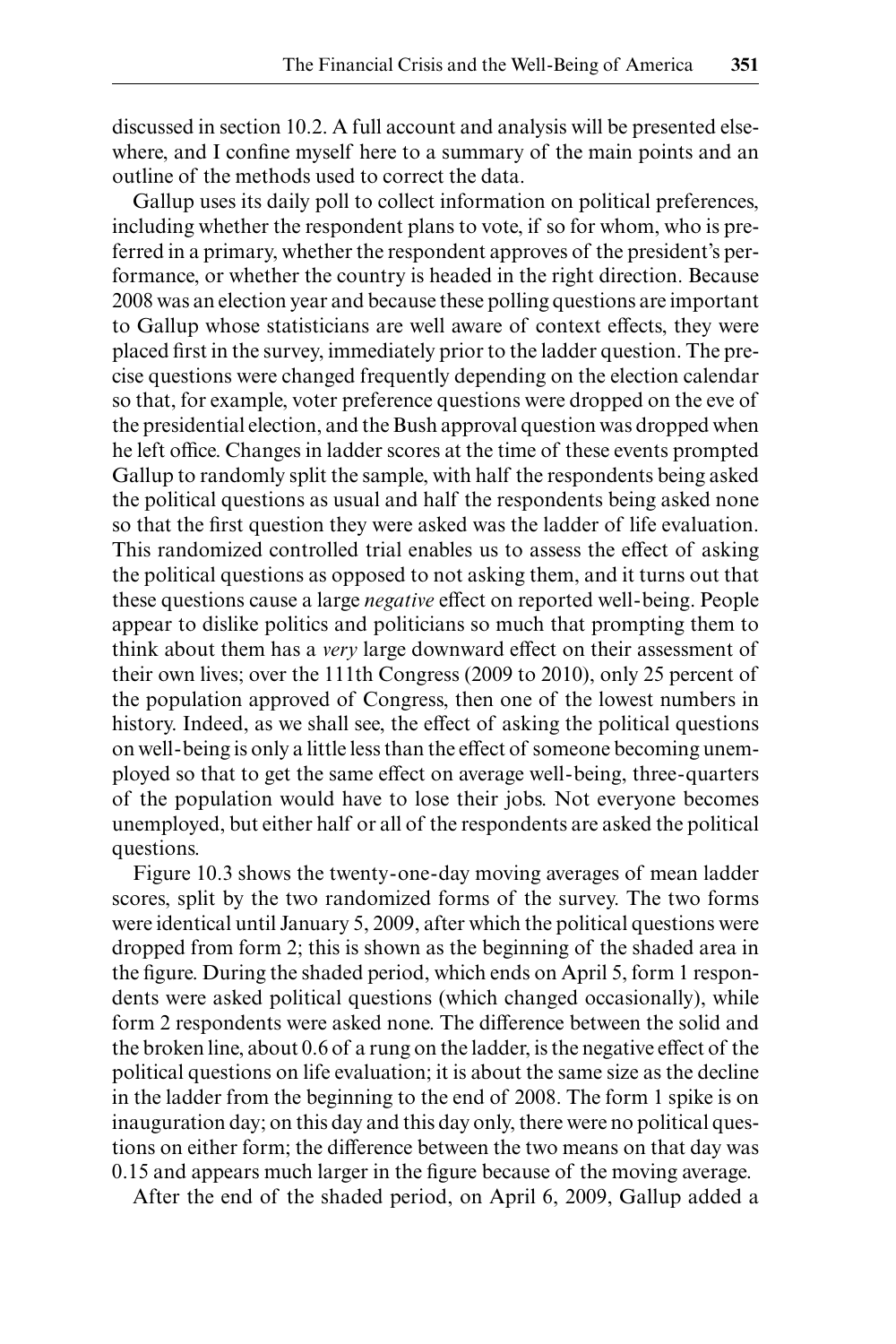discussed in section 10.2. A full account and analysis will be presented elsewhere, and I confine myself here to a summary of the main points and an outline of the methods used to correct the data.

Gallup uses its daily poll to collect information on political preferences, including whether the respondent plans to vote, if so for whom, who is preferred in a primary, whether the respondent approves of the president's performance, or whether the country is headed in the right direction. Because 2008 was an election year and because these polling questions are important to Gallup whose statisticians are well aware of context effects, they were placed first in the survey, immediately prior to the ladder question. The precise questions were changed frequently depending on the election calendar so that, for example, voter preference questions were dropped on the eve of the presidential election, and the Bush approval question was dropped when he left office. Changes in ladder scores at the time of these events prompted Gallup to randomly split the sample, with half the respondents being asked the political questions as usual and half the respondents being asked none so that the first question they were asked was the ladder of life evaluation. This randomized controlled trial enables us to assess the effect of asking the political questions as opposed to not asking them, and it turns out that these questions cause a large *negative* effect on reported well-being. People appear to dislike politics and politicians so much that prompting them to think about them has a *very* large downward effect on their assessment of their own lives; over the 111th Congress (2009 to 2010), only 25 percent of the population approved of Congress, then one of the lowest numbers in history. Indeed, as we shall see, the effect of asking the political questions on well-being is only a little less than the effect of someone becoming unemployed so that to get the same effect on average well-being, three-quarters of the population would have to lose their jobs. Not everyone becomes unemployed, but either half or all of the respondents are asked the political questions.

Figure 10.3 shows the twenty-one-day moving averages of mean ladder scores, split by the two randomized forms of the survey. The two forms were identical until January 5, 2009, after which the political questions were dropped from form 2; this is shown as the beginning of the shaded area in the figure. During the shaded period, which ends on April 5, form 1 respondents were asked political questions (which changed occasionally), while form 2 respondents were asked none. The difference between the solid and the broken line, about 0.6 of a rung on the ladder, is the negative effect of the political questions on life evaluation; it is about the same size as the decline in the ladder from the beginning to the end of 2008. The form 1 spike is on inauguration day; on this day and this day only, there were no political questions on either form; the difference between the two means on that day was 0.15 and appears much larger in the figure because of the moving average.

After the end of the shaded period, on April 6, 2009, Gallup added a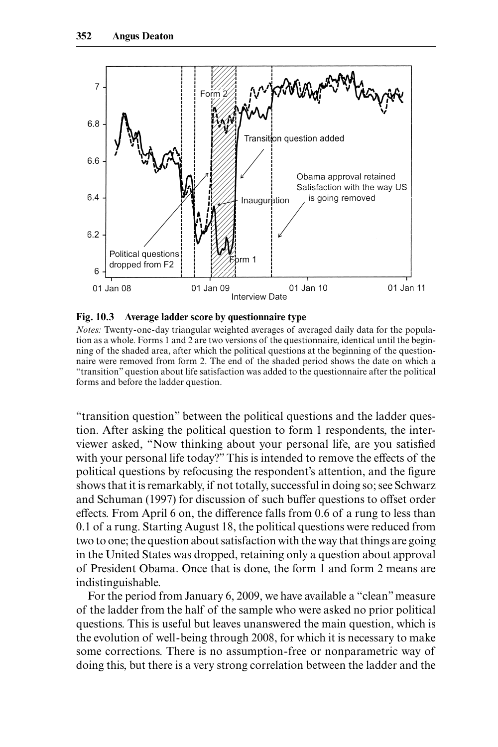**Fig. 10.3 Average ladder score by questionnaire type**

*Notes:* Twenty-one-day triangular weighted averages of averaged daily data for the population as a whole. Forms 1 and 2 are two versions of the questionnaire, identical until the beginning of the shaded area, after which the political questions at the beginning of the questionnaire were removed from form 2. The end of the shaded period shows the date on which a "transition" question about life satisfaction was added to the questionnaire after the political forms and before the ladder question.

"transition question" between the political questions and the ladder question. After asking the political question to form 1 respondents, the interviewer asked, "Now thinking about your personal life, are you satisfied with your personal life today?" This is intended to remove the effects of the political questions by refocusing the respondent's attention, and the figure shows that it is remarkably, if not totally, successful in doing so; see Schwarz and Schuman (1997) for discussion of such buffer questions to offset order effects. From April 6 on, the difference falls from 0.6 of a rung to less than 0.1 of a rung. Starting August 18, the political questions were reduced from two to one; the question about satisfaction with the way that things are going in the United States was dropped, retaining only a question about approval of President Obama. Once that is done, the form 1 and form 2 means are indistinguishable.

For the period from January 6, 2009, we have available a "clean" measure of the ladder from the half of the sample who were asked no prior political questions. This is useful but leaves unanswered the main question, which is the evolution of well-being through 2008, for which it is necessary to make some corrections. There is no assumption-free or nonparametric way of doing this, but there is a very strong correlation between the ladder and the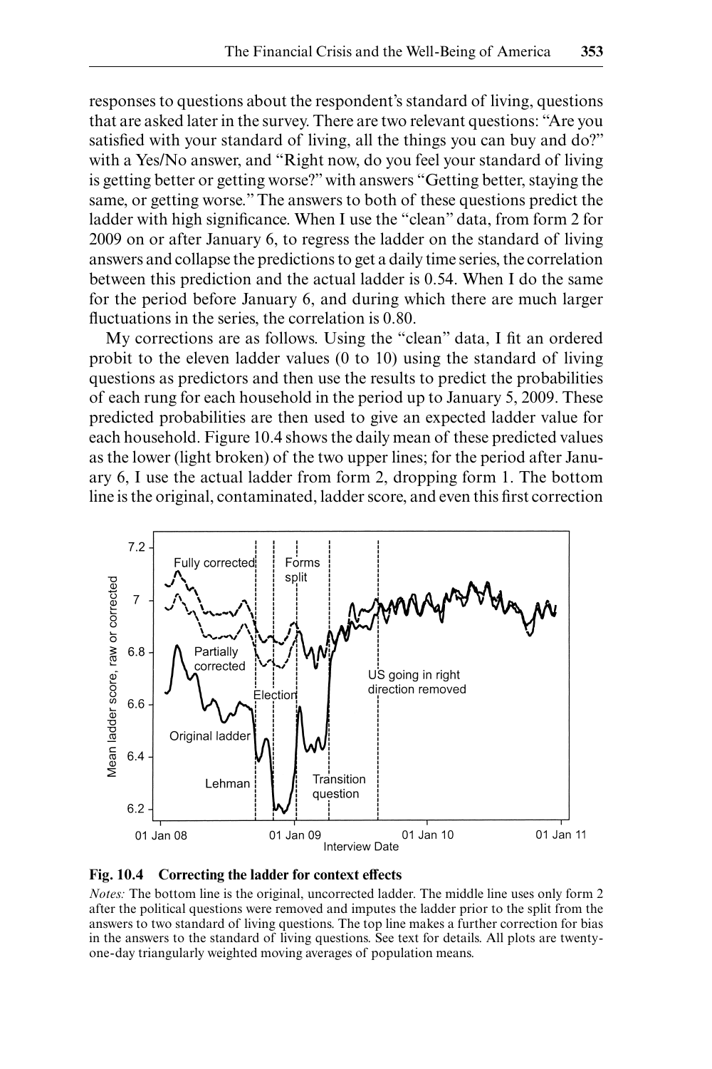responses to questions about the respondent's standard of living, questions that are asked later in the survey. There are two relevant questions: "Are you satisfied with your standard of living, all the things you can buy and do?" with a Yes/No answer, and "Right now, do you feel your standard of living is getting better or getting worse?" with answers "Getting better, staying the same, or getting worse." The answers to both of these questions predict the ladder with high significance. When I use the "clean" data, from form 2 for 2009 on or after January 6, to regress the ladder on the standard of living answers and collapse the predictions to get a daily time series, the correlation between this prediction and the actual ladder is 0.54. When I do the same for the period before January 6, and during which there are much larger fluctuations in the series, the correlation is 0.80.

My corrections are as follows. Using the "clean" data, I fit an ordered probit to the eleven ladder values (0 to 10) using the standard of living questions as predictors and then use the results to predict the probabilities of each rung for each household in the period up to January 5, 2009. These predicted probabilities are then used to give an expected ladder value for each household. Figure 10.4 shows the daily mean of these predicted values as the lower (light broken) of the two upper lines; for the period after January 6, I use the actual ladder from form 2, dropping form 1. The bottom line is the original, contaminated, ladder score, and even this first correction

**Fig. 10.4 Correcting the ladder for context effects**

*Notes:* The bottom line is the original, uncorrected ladder. The middle line uses only form 2 after the political questions were removed and imputes the ladder prior to the split from the answers to two standard of living questions. The top line makes a further correction for bias in the answers to the standard of living questions. See text for details. All plots are twenty-one-day triangularly weighted moving averages of population means.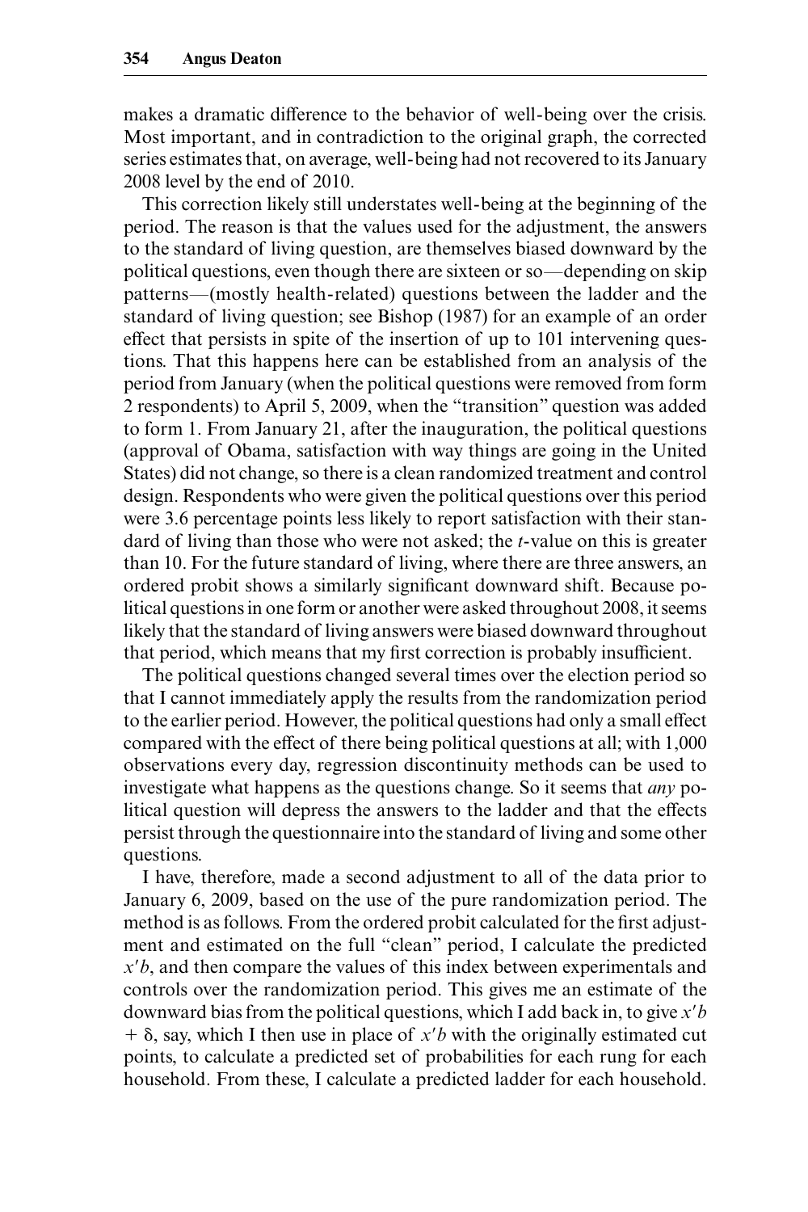makes a dramatic difference to the behavior of well-being over the crisis. Most important, and in contradiction to the original graph, the corrected series estimates that, on average, well-being had not recovered to its January 2008 level by the end of 2010.

This correction likely still understates well-being at the beginning of the period. The reason is that the values used for the adjustment, the answers to the standard of living question, are themselves biased downward by the political questions, even though there are sixteen or so—depending on skip patterns—(mostly health-related) questions between the ladder and the standard of living question; see Bishop (1987) for an example of an order effect that persists in spite of the insertion of up to 101 intervening questions. That this happens here can be established from an analysis of the period from January (when the political questions were removed from form 2 respondents) to April 5, 2009, when the "transition" question was added to form 1. From January 21, after the inauguration, the political questions (approval of Obama, satisfaction with way things are going in the United States) did not change, so there is a clean randomized treatment and control design. Respondents who were given the political questions over this period were 3.6 percentage points less likely to report satisfaction with their standard of living than those who were not asked; the $t$-value on this is greater than 10. For the future standard of living, where there are three answers, an ordered probit shows a similarly significant downward shift. Because political questions in one form or another were asked throughout 2008, it seems likely that the standard of living answers were biased downward throughout that period, which means that my first correction is probably insufficient.

The political questions changed several times over the election period so that I cannot immediately apply the results from the randomization period to the earlier period. However, the political questions had only a small effect compared with the effect of there being political questions at all; with 1,000 observations every day, regression discontinuity methods can be used to investigate what happens as the questions change. So it seems that *any* political question will depress the answers to the ladder and that the effects persist through the questionnaire into the standard of living and some other questions.

I have, therefore, made a second adjustment to all of the data prior to January 6, 2009, based on the use of the pure randomization period. The method is as follows. From the ordered probit calculated for the first adjustment and estimated on the full "clean" period, I calculate the predicted $x'b$, and then compare the values of this index between experimentals and controls over the randomization period. This gives me an estimate of the downward bias from the political questions, which I add back in, to give $x'b + \delta$, say, which I then use in place of $x'b$ with the originally estimated cut points, to calculate a predicted set of probabilities for each rung for each household. From these, I calculate a predicted ladder for each household.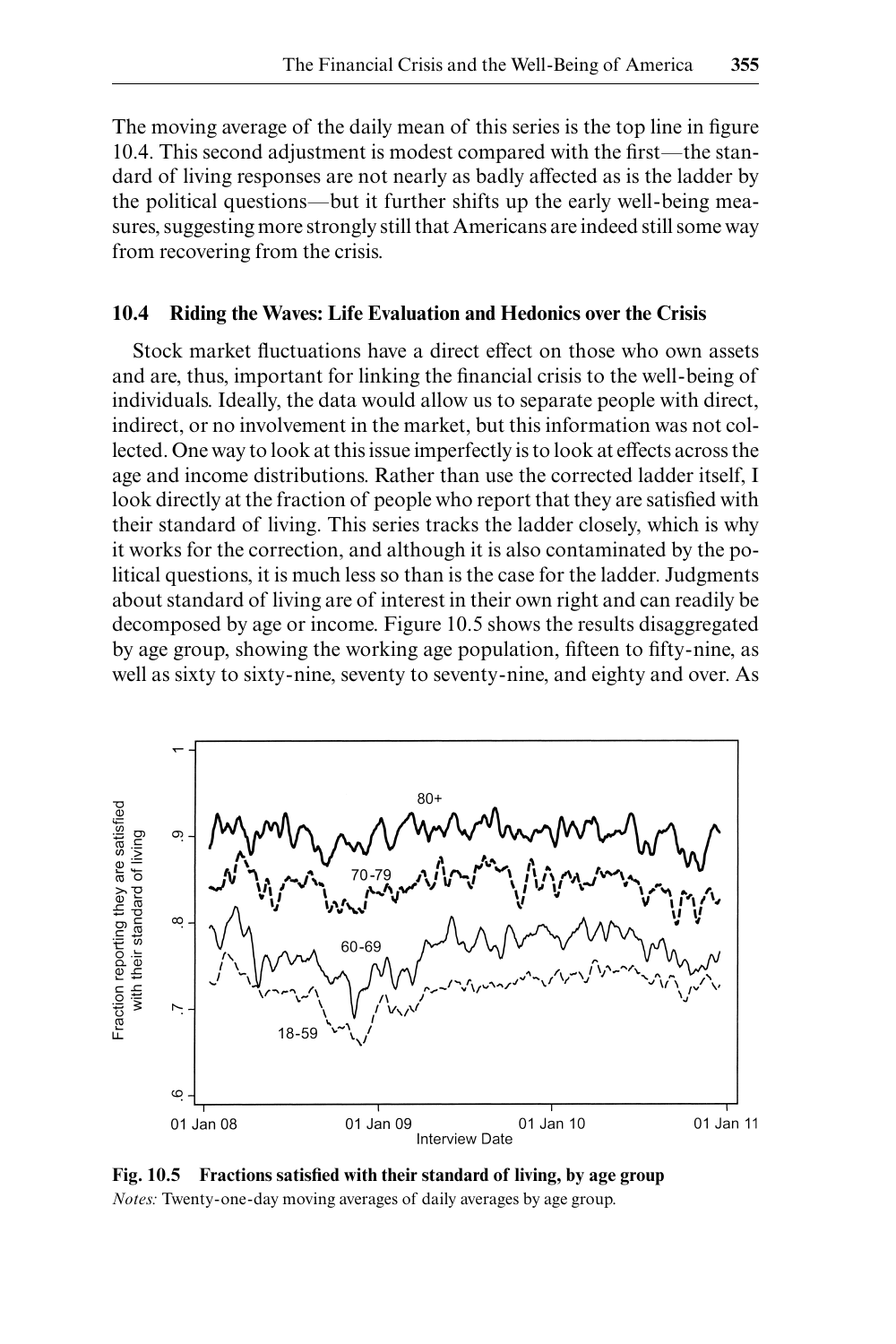The moving average of the daily mean of this series is the top line in figure 10.4. This second adjustment is modest compared with the first—the standard of living responses are not nearly as badly affected as is the ladder by the political questions—but it further shifts up the early well-being measures, suggesting more strongly still that Americans are indeed still some way from recovering from the crisis.

## 10.4 Riding the Waves: Life Evaluation and Hedonics over the Crisis

Stock market fluctuations have a direct effect on those who own assets and are, thus, important for linking the financial crisis to the well-being of individuals. Ideally, the data would allow us to separate people with direct, indirect, or no involvement in the market, but this information was not collected. One way to look at this issue imperfectly is to look at effects across the age and income distributions. Rather than use the corrected ladder itself, I look directly at the fraction of people who report that they are satisfied with their standard of living. This series tracks the ladder closely, which is why it works for the correction, and although it is also contaminated by the political questions, it is much less so than is the case for the ladder. Judgments about standard of living are of interest in their own right and can readily be decomposed by age or income. Figure 10.5 shows the results disaggregated by age group, showing the working age population, fifteen to fifty-nine, as well as sixty to sixty-nine, seventy to seventy-nine, and eighty and over. As

**Fig. 10.5 Fractions satisfied with their standard of living, by age group**
*Notes:* Twenty-one-day moving averages of daily averages by age group.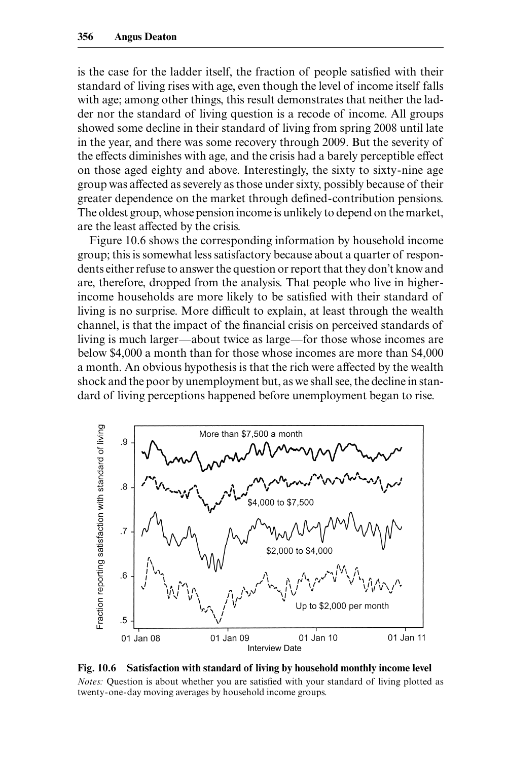is the case for the ladder itself, the fraction of people satisfied with their standard of living rises with age, even though the level of income itself falls with age; among other things, this result demonstrates that neither the ladder nor the standard of living question is a recode of income. All groups showed some decline in their standard of living from spring 2008 until late in the year, and there was some recovery through 2009. But the severity of the effects diminishes with age, and the crisis had a barely perceptible effect on those aged eighty and above. Interestingly, the sixty to sixty-nine age group was affected as severely as those under sixty, possibly because of their greater dependence on the market through defined-contribution pensions. The oldest group, whose pension income is unlikely to depend on the market, are the least affected by the crisis.

Figure 10.6 shows the corresponding information by household income group; this is somewhat less satisfactory because about a quarter of respondents either refuse to answer the question or report that they don't know and are, therefore, dropped from the analysis. That people who live in higher-income households are more likely to be satisfied with their standard of living is no surprise. More difficult to explain, at least through the wealth channel, is that the impact of the financial crisis on perceived standards of living is much larger—about twice as large—for those whose incomes are below $4,000 a month than for those whose incomes are more than $4,000 a month. An obvious hypothesis is that the rich were affected by the wealth shock and the poor by unemployment but, as we shall see, the decline in standard of living perceptions happened before unemployment began to rise.

**Fig. 10.6 Satisfaction with standard of living by household monthly income level**

*Notes:* Question is about whether you are satisfied with your standard of living plotted as twenty-one-day moving averages by household income groups.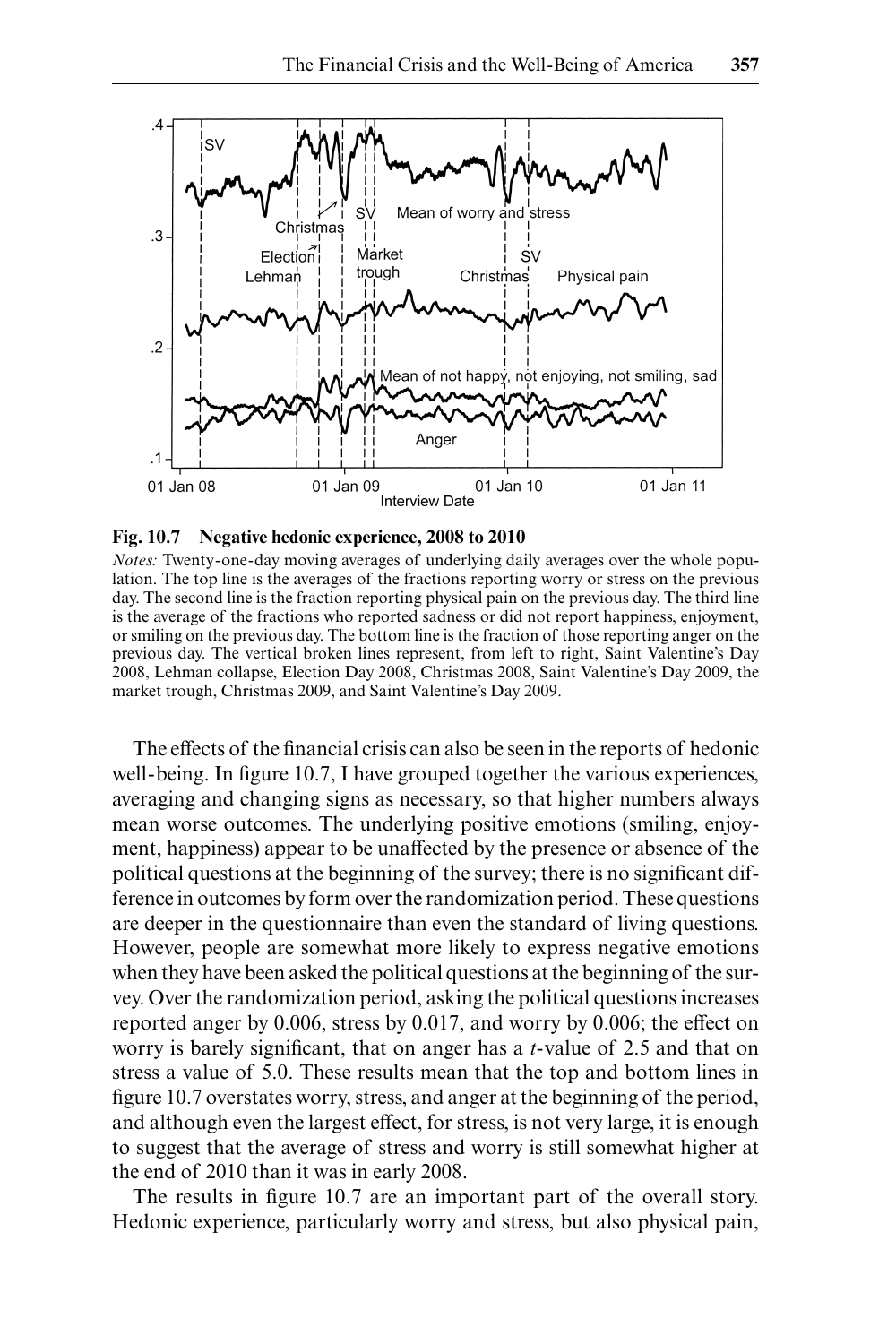**Fig. 10.7 Negative hedonic experience, 2008 to 2010**

*Notes:* Twenty-one-day moving averages of underlying daily averages over the whole population. The top line is the averages of the fractions reporting worry or stress on the previous day. The second line is the fraction reporting physical pain on the previous day. The third line is the average of the fractions who reported sadness or did not report happiness, enjoyment, or smiling on the previous day. The bottom line is the fraction of those reporting anger on the previous day. The vertical broken lines represent, from left to right, Saint Valentine's Day 2008, Lehman collapse, Election Day 2008, Christmas 2008, Saint Valentine's Day 2009, the market trough, Christmas 2009, and Saint Valentine's Day 2009.

The effects of the financial crisis can also be seen in the reports of hedonic well-being. In figure 10.7, I have grouped together the various experiences, averaging and changing signs as necessary, so that higher numbers always mean worse outcomes. The underlying positive emotions (smiling, enjoyment, happiness) appear to be unaffected by the presence or absence of the political questions at the beginning of the survey; there is no significant difference in outcomes by form over the randomization period. These questions are deeper in the questionnaire than even the standard of living questions. However, people are somewhat more likely to express negative emotions when they have been asked the political questions at the beginning of the survey. Over the randomization period, asking the political questions increases reported anger by 0.006, stress by 0.017, and worry by 0.006; the effect on worry is barely significant, that on anger has a *t*-value of 2.5 and that on stress a value of 5.0. These results mean that the top and bottom lines in figure 10.7 overstates worry, stress, and anger at the beginning of the period, and although even the largest effect, for stress, is not very large, it is enough to suggest that the average of stress and worry is still somewhat higher at the end of 2010 than it was in early 2008.

The results in figure 10.7 are an important part of the overall story. Hedonic experience, particularly worry and stress, but also physical pain,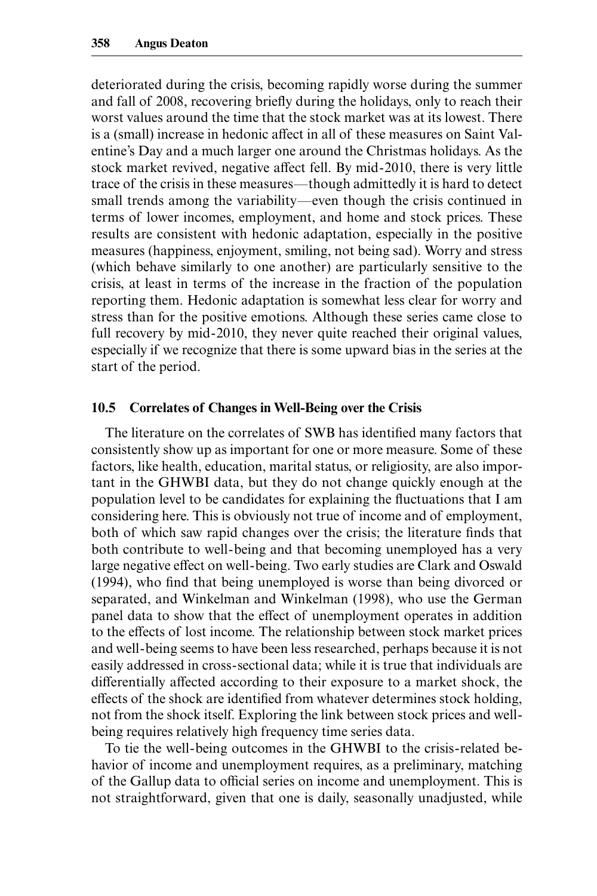deteriorated during the crisis, becoming rapidly worse during the summer and fall of 2008, recovering briefly during the holidays, only to reach their worst values around the time that the stock market was at its lowest. There is a (small) increase in hedonic affect in all of these measures on Saint Valentine's Day and a much larger one around the Christmas holidays. As the stock market revived, negative affect fell. By mid-2010, there is very little trace of the crisis in these measures—though admittedly it is hard to detect small trends among the variability—even though the crisis continued in terms of lower incomes, employment, and home and stock prices. These results are consistent with hedonic adaptation, especially in the positive measures (happiness, enjoyment, smiling, not being sad). Worry and stress (which behave similarly to one another) are particularly sensitive to the crisis, at least in terms of the increase in the fraction of the population reporting them. Hedonic adaptation is somewhat less clear for worry and stress than for the positive emotions. Although these series came close to full recovery by mid-2010, they never quite reached their original values, especially if we recognize that there is some upward bias in the series at the start of the period.

## 10.5 Correlates of Changes in Well-Being over the Crisis

The literature on the correlates of SWB has identified many factors that consistently show up as important for one or more measure. Some of these factors, like health, education, marital status, or religiosity, are also important in the GHWBI data, but they do not change quickly enough at the population level to be candidates for explaining the fluctuations that I am considering here. This is obviously not true of income and of employment, both of which saw rapid changes over the crisis; the literature finds that both contribute to well-being and that becoming unemployed has a very large negative effect on well-being. Two early studies are Clark and Oswald (1994), who find that being unemployed is worse than being divorced or separated, and Winkelman and Winkelman (1998), who use the German panel data to show that the effect of unemployment operates in addition to the effects of lost income. The relationship between stock market prices and well-being seems to have been less researched, perhaps because it is not easily addressed in cross-sectional data; while it is true that individuals are differentially affected according to their exposure to a market shock, the effects of the shock are identified from whatever determines stock holding, not from the shock itself. Exploring the link between stock prices and well-being requires relatively high frequency time series data.

To tie the well-being outcomes in the GHWBI to the crisis-related behavior of income and unemployment requires, as a preliminary, matching of the Gallup data to official series on income and unemployment. This is not straightforward, given that one is daily, seasonally unadjusted, while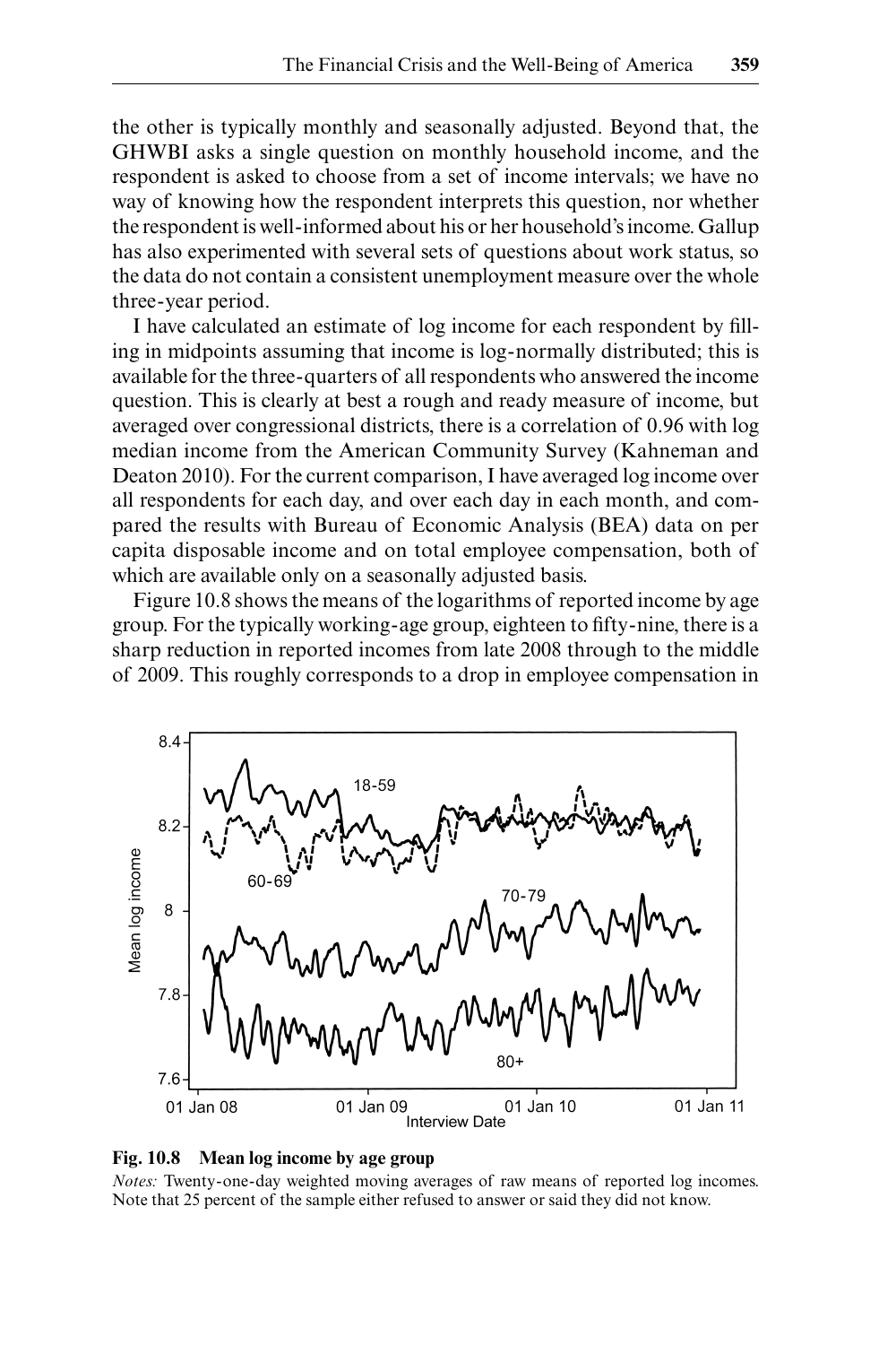the other is typically monthly and seasonally adjusted. Beyond that, the GHWBI asks a single question on monthly household income, and the respondent is asked to choose from a set of income intervals; we have no way of knowing how the respondent interprets this question, nor whether the respondent is well-informed about his or her household's income. Gallup has also experimented with several sets of questions about work status, so the data do not contain a consistent unemployment measure over the whole three-year period.

I have calculated an estimate of log income for each respondent by filling in midpoints assuming that income is log-normally distributed; this is available for the three-quarters of all respondents who answered the income question. This is clearly at best a rough and ready measure of income, but averaged over congressional districts, there is a correlation of 0.96 with log median income from the American Community Survey (Kahneman and Deaton 2010). For the current comparison, I have averaged log income over all respondents for each day, and over each day in each month, and compared the results with Bureau of Economic Analysis (BEA) data on per capita disposable income and on total employee compensation, both of which are available only on a seasonally adjusted basis.

Figure 10.8 shows the means of the logarithms of reported income by age group. For the typically working-age group, eighteen to fifty-nine, there is a sharp reduction in reported incomes from late 2008 through to the middle of 2009. This roughly corresponds to a drop in employee compensation in

**Fig. 10.8 Mean log income by age group**

*Notes:* Twenty-one-day weighted moving averages of raw means of reported log incomes. Note that 25 percent of the sample either refused to answer or said they did not know.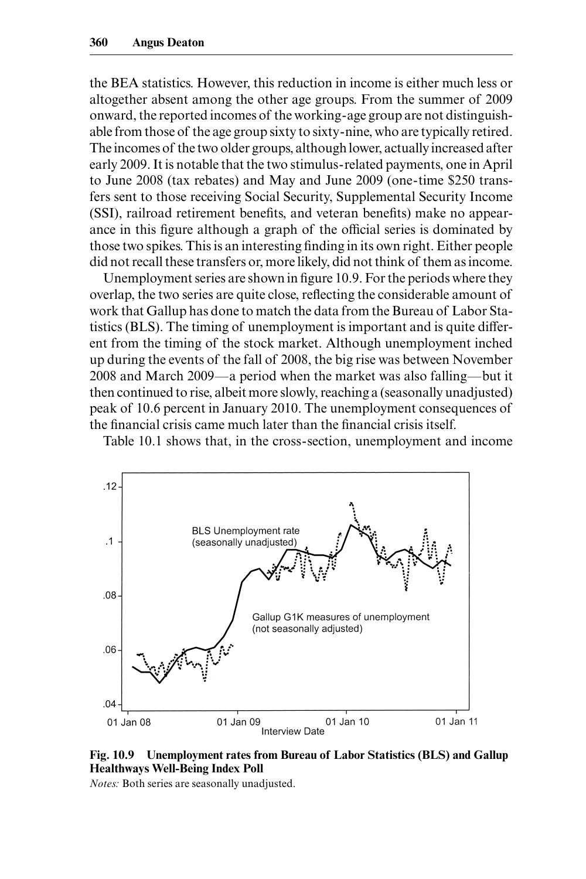the BEA statistics. However, this reduction in income is either much less or altogether absent among the other age groups. From the summer of 2009 onward, the reported incomes of the working-age group are not distinguishable from those of the age group sixty to sixty-nine, who are typically retired. The incomes of the two older groups, although lower, actually increased after early 2009. It is notable that the two stimulus-related payments, one in April to June 2008 (tax rebates) and May and June 2009 (one-time $250 transfers sent to those receiving Social Security, Supplemental Security Income (SSI), railroad retirement benefits, and veteran benefits) make no appearance in this figure although a graph of the official series is dominated by those two spikes. This is an interesting finding in its own right. Either people did not recall these transfers or, more likely, did not think of them as income.

Unemployment series are shown in figure 10.9. For the periods where they overlap, the two series are quite close, reflecting the considerable amount of work that Gallup has done to match the data from the Bureau of Labor Statistics (BLS). The timing of unemployment is important and is quite different from the timing of the stock market. Although unemployment inched up during the events of the fall of 2008, the big rise was between November 2008 and March 2009—a period when the market was also falling—but it then continued to rise, albeit more slowly, reaching a (seasonally unadjusted) peak of 10.6 percent in January 2010. The unemployment consequences of the financial crisis came much later than the financial crisis itself.

Table 10.1 shows that, in the cross-section, unemployment and income

**Fig. 10.9 Unemployment rates from Bureau of Labor Statistics (BLS) and Gallup Healthways Well-Being Index Poll**

*Notes:* Both series are seasonally unadjusted.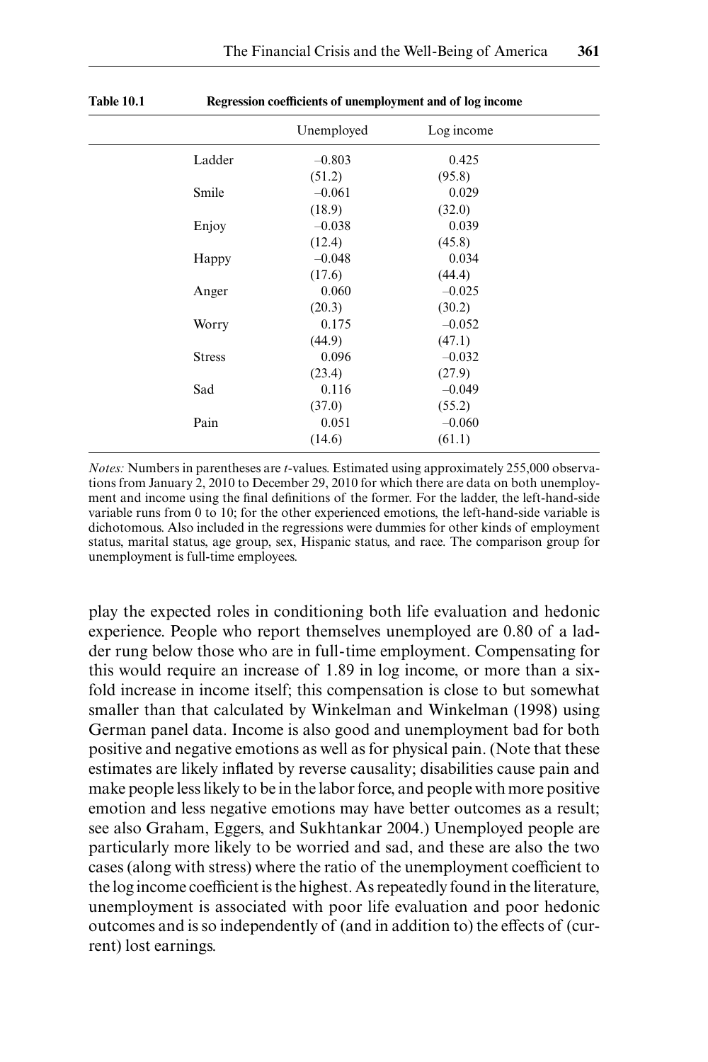**Table 10.1 Regression coefficients of unemployment and of log income**

| | Unemployed | Log income |
|---|---|---|
| Ladder | −0.803 | 0.425 |
| | (51.2) | (95.8) |
| Smile | −0.061 | 0.029 |
| | (18.9) | (32.0) |
| Enjoy | −0.038 | 0.039 |
| | (12.4) | (45.8) |
| Happy | −0.048 | 0.034 |
| | (17.6) | (44.4) |
| Anger | 0.060 | −0.025 |
| | (20.3) | (30.2) |
| Worry | 0.175 | −0.052 |
| | (44.9) | (47.1) |
| Stress | 0.096 | −0.032 |
| | (23.4) | (27.9) |
| Sad | 0.116 | −0.049 |
| | (37.0) | (55.2) |
| Pain | 0.051 | −0.060 |
| | (14.6) | (61.1) |

*Notes:* Numbers in parentheses are *t*-values. Estimated using approximately 255,000 observations from January 2, 2010 to December 29, 2010 for which there are data on both unemployment and income using the final definitions of the former. For the ladder, the left-hand-side variable runs from 0 to 10; for the other experienced emotions, the left-hand-side variable is dichotomous. Also included in the regressions were dummies for other kinds of employment status, marital status, age group, sex, Hispanic status, and race. The comparison group for unemployment is full-time employees.

play the expected roles in conditioning both life evaluation and hedonic experience. People who report themselves unemployed are 0.80 of a ladder rung below those who are in full-time employment. Compensating for this would require an increase of 1.89 in log income, or more than a sixfold increase in income itself; this compensation is close to but somewhat smaller than that calculated by Winkelman and Winkelman (1998) using German panel data. Income is also good and unemployment bad for both positive and negative emotions as well as for physical pain. (Note that these estimates are likely inflated by reverse causality; disabilities cause pain and make people less likely to be in the labor force, and people with more positive emotion and less negative emotions may have better outcomes as a result; see also Graham, Eggers, and Sukhtankar 2004.) Unemployed people are particularly more likely to be worried and sad, and these are also the two cases (along with stress) where the ratio of the unemployment coefficient to the log income coefficient is the highest. As repeatedly found in the literature, unemployment is associated with poor life evaluation and poor hedonic outcomes and is so independently of (and in addition to) the effects of (current) lost earnings.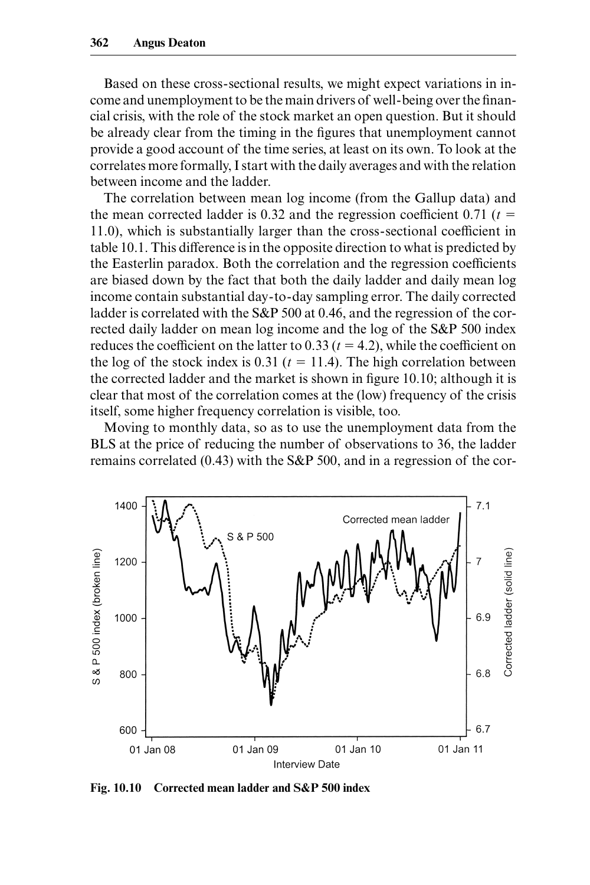Based on these cross-sectional results, we might expect variations in income and unemployment to be the main drivers of well-being over the financial crisis, with the role of the stock market an open question. But it should be already clear from the timing in the figures that unemployment cannot provide a good account of the time series, at least on its own. To look at the correlates more formally, I start with the daily averages and with the relation between income and the ladder.

The correlation between mean log income (from the Gallup data) and the mean corrected ladder is 0.32 and the regression coefficient 0.71 ($t$ = 11.0), which is substantially larger than the cross-sectional coefficient in table 10.1. This difference is in the opposite direction to what is predicted by the Easterlin paradox. Both the correlation and the regression coefficients are biased down by the fact that both the daily ladder and daily mean log income contain substantial day-to-day sampling error. The daily corrected ladder is correlated with the S&P 500 at 0.46, and the regression of the corrected daily ladder on mean log income and the log of the S&P 500 index reduces the coefficient on the latter to 0.33 ($t$ = 4.2), while the coefficient on the log of the stock index is 0.31 ($t$ = 11.4). The high correlation between the corrected ladder and the market is shown in figure 10.10; although it is clear that most of the correlation comes at the (low) frequency of the crisis itself, some higher frequency correlation is visible, too.

Moving to monthly data, so as to use the unemployment data from the BLS at the price of reducing the number of observations to 36, the ladder remains correlated (0.43) with the S&P 500, and in a regression of the cor-

**Fig. 10.10 Corrected mean ladder and S&P 500 index**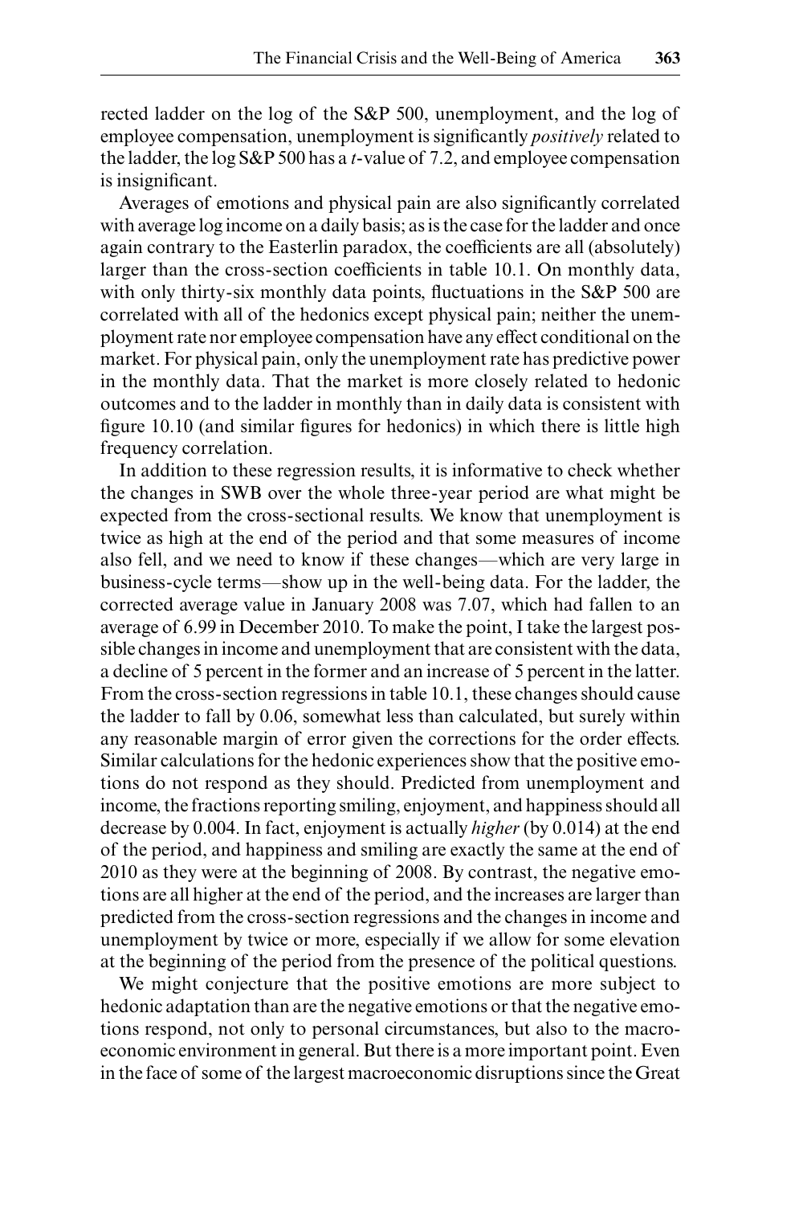rected ladder on the log of the S&P 500, unemployment, and the log of employee compensation, unemployment is significantly *positively* related to the ladder, the log S&P 500 has a $t$-value of 7.2, and employee compensation is insignificant.

Averages of emotions and physical pain are also significantly correlated with average log income on a daily basis; as is the case for the ladder and once again contrary to the Easterlin paradox, the coefficients are all (absolutely) larger than the cross-section coefficients in table 10.1. On monthly data, with only thirty-six monthly data points, fluctuations in the S&P 500 are correlated with all of the hedonics except physical pain; neither the unemployment rate nor employee compensation have any effect conditional on the market. For physical pain, only the unemployment rate has predictive power in the monthly data. That the market is more closely related to hedonic outcomes and to the ladder in monthly than in daily data is consistent with figure 10.10 (and similar figures for hedonics) in which there is little high frequency correlation.

In addition to these regression results, it is informative to check whether the changes in SWB over the whole three-year period are what might be expected from the cross-sectional results. We know that unemployment is twice as high at the end of the period and that some measures of income also fell, and we need to know if these changes—which are very large in business-cycle terms—show up in the well-being data. For the ladder, the corrected average value in January 2008 was 7.07, which had fallen to an average of 6.99 in December 2010. To make the point, I take the largest possible changes in income and unemployment that are consistent with the data, a decline of 5 percent in the former and an increase of 5 percent in the latter. From the cross-section regressions in table 10.1, these changes should cause the ladder to fall by 0.06, somewhat less than calculated, but surely within any reasonable margin of error given the corrections for the order effects. Similar calculations for the hedonic experiences show that the positive emotions do not respond as they should. Predicted from unemployment and income, the fractions reporting smiling, enjoyment, and happiness should all decrease by 0.004. In fact, enjoyment is actually *higher* (by 0.014) at the end of the period, and happiness and smiling are exactly the same at the end of 2010 as they were at the beginning of 2008. By contrast, the negative emotions are all higher at the end of the period, and the increases are larger than predicted from the cross-section regressions and the changes in income and unemployment by twice or more, especially if we allow for some elevation at the beginning of the period from the presence of the political questions.

We might conjecture that the positive emotions are more subject to hedonic adaptation than are the negative emotions or that the negative emotions respond, not only to personal circumstances, but also to the macroeconomic environment in general. But there is a more important point. Even in the face of some of the largest macroeconomic disruptions since the Great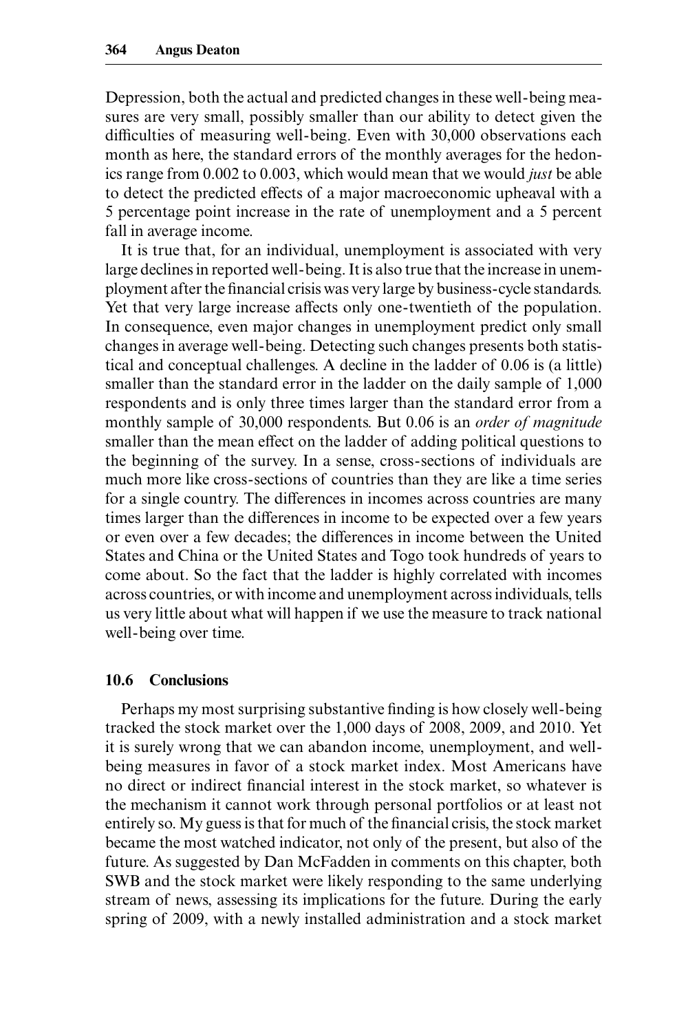Depression, both the actual and predicted changes in these well-being measures are very small, possibly smaller than our ability to detect given the difficulties of measuring well-being. Even with 30,000 observations each month as here, the standard errors of the monthly averages for the hedonics range from 0.002 to 0.003, which would mean that we would *just* be able to detect the predicted effects of a major macroeconomic upheaval with a 5 percentage point increase in the rate of unemployment and a 5 percent fall in average income.

It is true that, for an individual, unemployment is associated with very large declines in reported well-being. It is also true that the increase in unemployment after the financial crisis was very large by business-cycle standards. Yet that very large increase affects only one-twentieth of the population. In consequence, even major changes in unemployment predict only small changes in average well-being. Detecting such changes presents both statistical and conceptual challenges. A decline in the ladder of 0.06 is (a little) smaller than the standard error in the ladder on the daily sample of 1,000 respondents and is only three times larger than the standard error from a monthly sample of 30,000 respondents. But 0.06 is an *order of magnitude* smaller than the mean effect on the ladder of adding political questions to the beginning of the survey. In a sense, cross-sections of individuals are much more like cross-sections of countries than they are like a time series for a single country. The differences in incomes across countries are many times larger than the differences in income to be expected over a few years or even over a few decades; the differences in income between the United States and China or the United States and Togo took hundreds of years to come about. So the fact that the ladder is highly correlated with incomes across countries, or with income and unemployment across individuals, tells us very little about what will happen if we use the measure to track national well-being over time.

## 10.6 Conclusions

Perhaps my most surprising substantive finding is how closely well-being tracked the stock market over the 1,000 days of 2008, 2009, and 2010. Yet it is surely wrong that we can abandon income, unemployment, and well-being measures in favor of a stock market index. Most Americans have no direct or indirect financial interest in the stock market, so whatever is the mechanism it cannot work through personal portfolios or at least not entirely so. My guess is that for much of the financial crisis, the stock market became the most watched indicator, not only of the present, but also of the future. As suggested by Dan McFadden in comments on this chapter, both SWB and the stock market were likely responding to the same underlying stream of news, assessing its implications for the future. During the early spring of 2009, with a newly installed administration and a stock market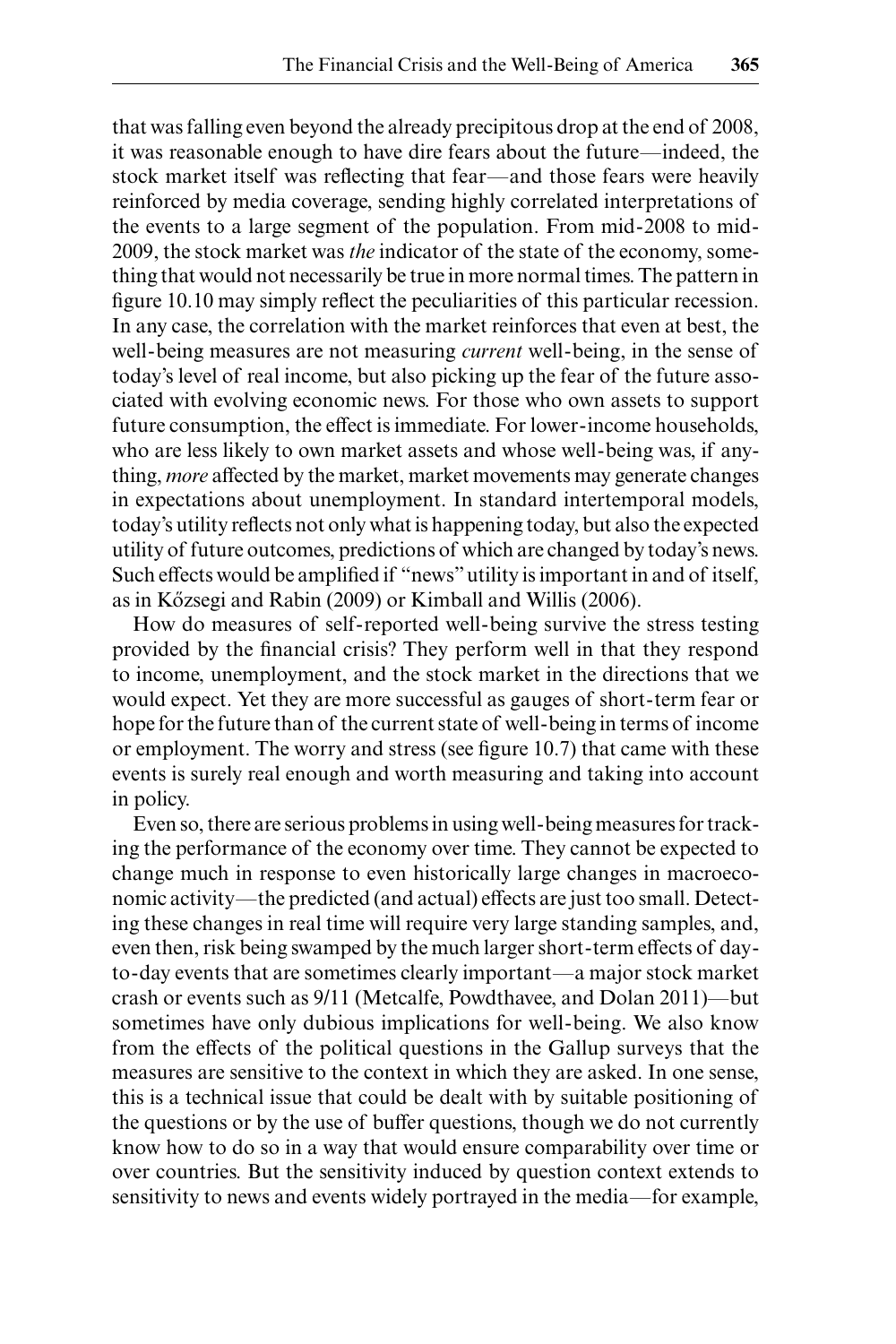that was falling even beyond the already precipitous drop at the end of 2008, it was reasonable enough to have dire fears about the future—indeed, the stock market itself was reflecting that fear—and those fears were heavily reinforced by media coverage, sending highly correlated interpretations of the events to a large segment of the population. From mid-2008 to mid-2009, the stock market was *the* indicator of the state of the economy, something that would not necessarily be true in more normal times. The pattern in figure 10.10 may simply reflect the peculiarities of this particular recession. In any case, the correlation with the market reinforces that even at best, the well-being measures are not measuring *current* well-being, in the sense of today's level of real income, but also picking up the fear of the future associated with evolving economic news. For those who own assets to support future consumption, the effect is immediate. For lower-income households, who are less likely to own market assets and whose well-being was, if anything, *more* affected by the market, market movements may generate changes in expectations about unemployment. In standard intertemporal models, today's utility reflects not only what is happening today, but also the expected utility of future outcomes, predictions of which are changed by today's news. Such effects would be amplified if "news" utility is important in and of itself, as in Kőzsegi and Rabin (2009) or Kimball and Willis (2006).

How do measures of self-reported well-being survive the stress testing provided by the financial crisis? They perform well in that they respond to income, unemployment, and the stock market in the directions that we would expect. Yet they are more successful as gauges of short-term fear or hope for the future than of the current state of well-being in terms of income or employment. The worry and stress (see figure 10.7) that came with these events is surely real enough and worth measuring and taking into account in policy.

Even so, there are serious problems in using well-being measures for tracking the performance of the economy over time. They cannot be expected to change much in response to even historically large changes in macroeconomic activity—the predicted (and actual) effects are just too small. Detecting these changes in real time will require very large standing samples, and, even then, risk being swamped by the much larger short-term effects of day-to-day events that are sometimes clearly important—a major stock market crash or events such as 9/11 (Metcalfe, Powdthavee, and Dolan 2011)—but sometimes have only dubious implications for well-being. We also know from the effects of the political questions in the Gallup surveys that the measures are sensitive to the context in which they are asked. In one sense, this is a technical issue that could be dealt with by suitable positioning of the questions or by the use of buffer questions, though we do not currently know how to do so in a way that would ensure comparability over time or over countries. But the sensitivity induced by question context extends to sensitivity to news and events widely portrayed in the media—for example,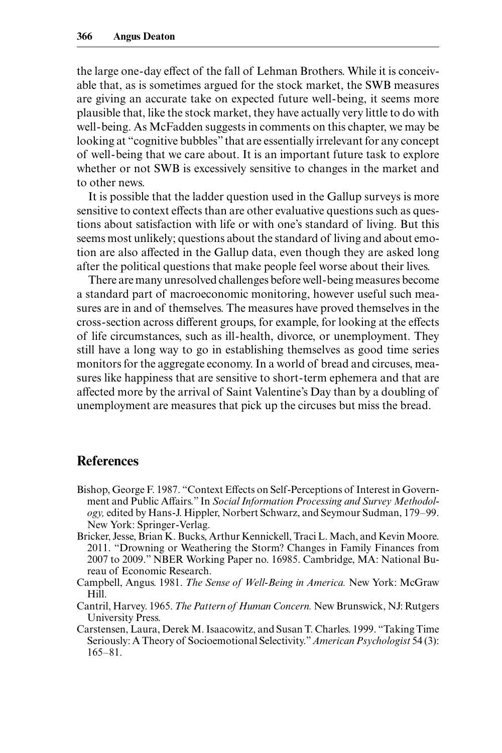the large one-day effect of the fall of Lehman Brothers. While it is conceivable that, as is sometimes argued for the stock market, the SWB measures are giving an accurate take on expected future well-being, it seems more plausible that, like the stock market, they have actually very little to do with well-being. As McFadden suggests in comments on this chapter, we may be looking at "cognitive bubbles" that are essentially irrelevant for any concept of well-being that we care about. It is an important future task to explore whether or not SWB is excessively sensitive to changes in the market and to other news.

It is possible that the ladder question used in the Gallup surveys is more sensitive to context effects than are other evaluative questions such as questions about satisfaction with life or with one's standard of living. But this seems most unlikely; questions about the standard of living and about emotion are also affected in the Gallup data, even though they are asked long after the political questions that make people feel worse about their lives.

There are many unresolved challenges before well-being measures become a standard part of macroeconomic monitoring, however useful such measures are in and of themselves. The measures have proved themselves in the cross-section across different groups, for example, for looking at the effects of life circumstances, such as ill-health, divorce, or unemployment. They still have a long way to go in establishing themselves as good time series monitors for the aggregate economy. In a world of bread and circuses, measures like happiness that are sensitive to short-term ephemera and that are affected more by the arrival of Saint Valentine's Day than by a doubling of unemployment are measures that pick up the circuses but miss the bread.

## References

Bishop, George F. 1987. "Context Effects on Self-Perceptions of Interest in Government and Public Affairs." In *Social Information Processing and Survey Methodology,* edited by Hans-J. Hippler, Norbert Schwarz, and Seymour Sudman, 179–99. New York: Springer-Verlag.

Bricker, Jesse, Brian K. Bucks, Arthur Kennickell, Traci L. Mach, and Kevin Moore. 2011. "Drowning or Weathering the Storm? Changes in Family Finances from 2007 to 2009." NBER Working Paper no. 16985. Cambridge, MA: National Bureau of Economic Research.

Campbell, Angus. 1981. *The Sense of Well-Being in America.* New York: McGraw Hill.

Cantril, Harvey. 1965. *The Pattern of Human Concern.* New Brunswick, NJ: Rutgers University Press.

Carstensen, Laura, Derek M. Isaacowitz, and Susan T. Charles. 1999. "Taking Time Seriously: A Theory of Socioemotional Selectivity." *American Psychologist* 54 (3): 165–81.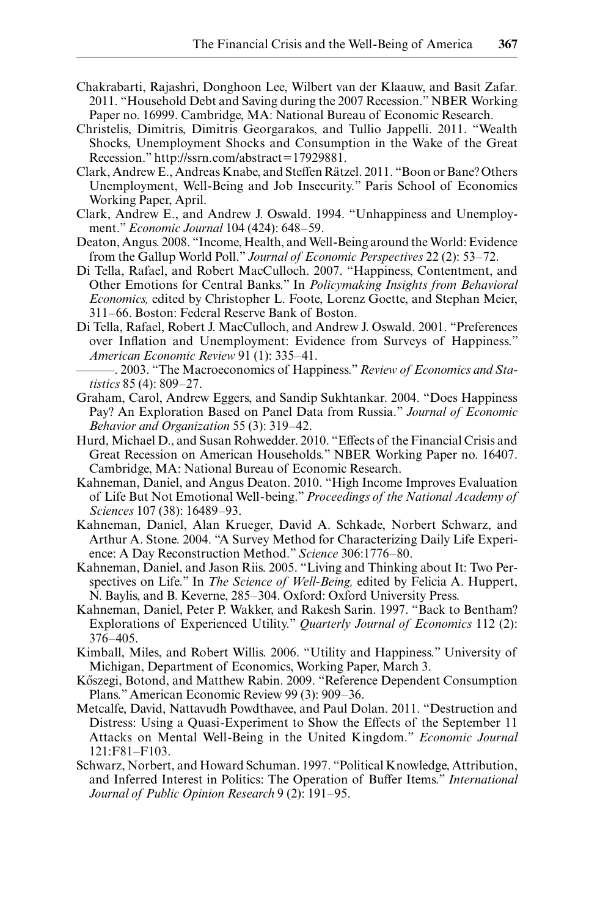Chakrabarti, Rajashri, Donghoon Lee, Wilbert van der Klaauw, and Basit Zafar. 2011. "Household Debt and Saving during the 2007 Recession." NBER Working Paper no. 16999. Cambridge, MA: National Bureau of Economic Research.

Christelis, Dimitris, Dimitris Georgarakos, and Tullio Jappelli. 2011. "Wealth Shocks, Unemployment Shocks and Consumption in the Wake of the Great Recession." http://ssrn.com/abstract=17929881.

Clark, Andrew E., Andreas Knabe, and Steffen Rätzel. 2011. "Boon or Bane? Others Unemployment, Well-Being and Job Insecurity." Paris School of Economics Working Paper, April.

Clark, Andrew E., and Andrew J. Oswald. 1994. "Unhappiness and Unemployment." *Economic Journal* 104 (424): 648–59.

Deaton, Angus. 2008. "Income, Health, and Well-Being around the World: Evidence from the Gallup World Poll." *Journal of Economic Perspectives* 22 (2): 53–72.

Di Tella, Rafael, and Robert MacCulloch. 2007. "Happiness, Contentment, and Other Emotions for Central Banks." In *Policymaking Insights from Behavioral Economics,* edited by Christopher L. Foote, Lorenz Goette, and Stephan Meier, 311–66. Boston: Federal Reserve Bank of Boston.

Di Tella, Rafael, Robert J. MacCulloch, and Andrew J. Oswald. 2001. "Preferences over Inflation and Unemployment: Evidence from Surveys of Happiness." *American Economic Review* 91 (1): 335–41.

———. 2003. "The Macroeconomics of Happiness." *Review of Economics and Statistics* 85 (4): 809–27.

Graham, Carol, Andrew Eggers, and Sandip Sukhtankar. 2004. "Does Happiness Pay? An Exploration Based on Panel Data from Russia." *Journal of Economic Behavior and Organization* 55 (3): 319–42.

Hurd, Michael D., and Susan Rohwedder. 2010. "Effects of the Financial Crisis and Great Recession on American Households." NBER Working Paper no. 16407. Cambridge, MA: National Bureau of Economic Research.

Kahneman, Daniel, and Angus Deaton. 2010. "High Income Improves Evaluation of Life But Not Emotional Well-being." *Proceedings of the National Academy of Sciences* 107 (38): 16489–93.

Kahneman, Daniel, Alan Krueger, David A. Schkade, Norbert Schwarz, and Arthur A. Stone. 2004. "A Survey Method for Characterizing Daily Life Experience: A Day Reconstruction Method." *Science* 306:1776–80.

Kahneman, Daniel, and Jason Riis. 2005. "Living and Thinking about It: Two Perspectives on Life." In *The Science of Well-Being,* edited by Felicia A. Huppert, N. Baylis, and B. Keverne, 285–304. Oxford: Oxford University Press.

Kahneman, Daniel, Peter P. Wakker, and Rakesh Sarin. 1997. "Back to Bentham? Explorations of Experienced Utility." *Quarterly Journal of Economics* 112 (2): 376–405.

Kimball, Miles, and Robert Willis. 2006. "Utility and Happiness." University of Michigan, Department of Economics, Working Paper, March 3.

Kőszegi, Botond, and Matthew Rabin. 2009. "Reference Dependent Consumption Plans." American Economic Review 99 (3): 909–36.

Metcalfe, David, Nattavudh Powdthavee, and Paul Dolan. 2011. "Destruction and Distress: Using a Quasi-Experiment to Show the Effects of the September 11 Attacks on Mental Well-Being in the United Kingdom." *Economic Journal* 121:F81–F103.

Schwarz, Norbert, and Howard Schuman. 1997. "Political Knowledge, Attribution, and Inferred Interest in Politics: The Operation of Buffer Items." *International Journal of Public Opinion Research* 9 (2): 191–95.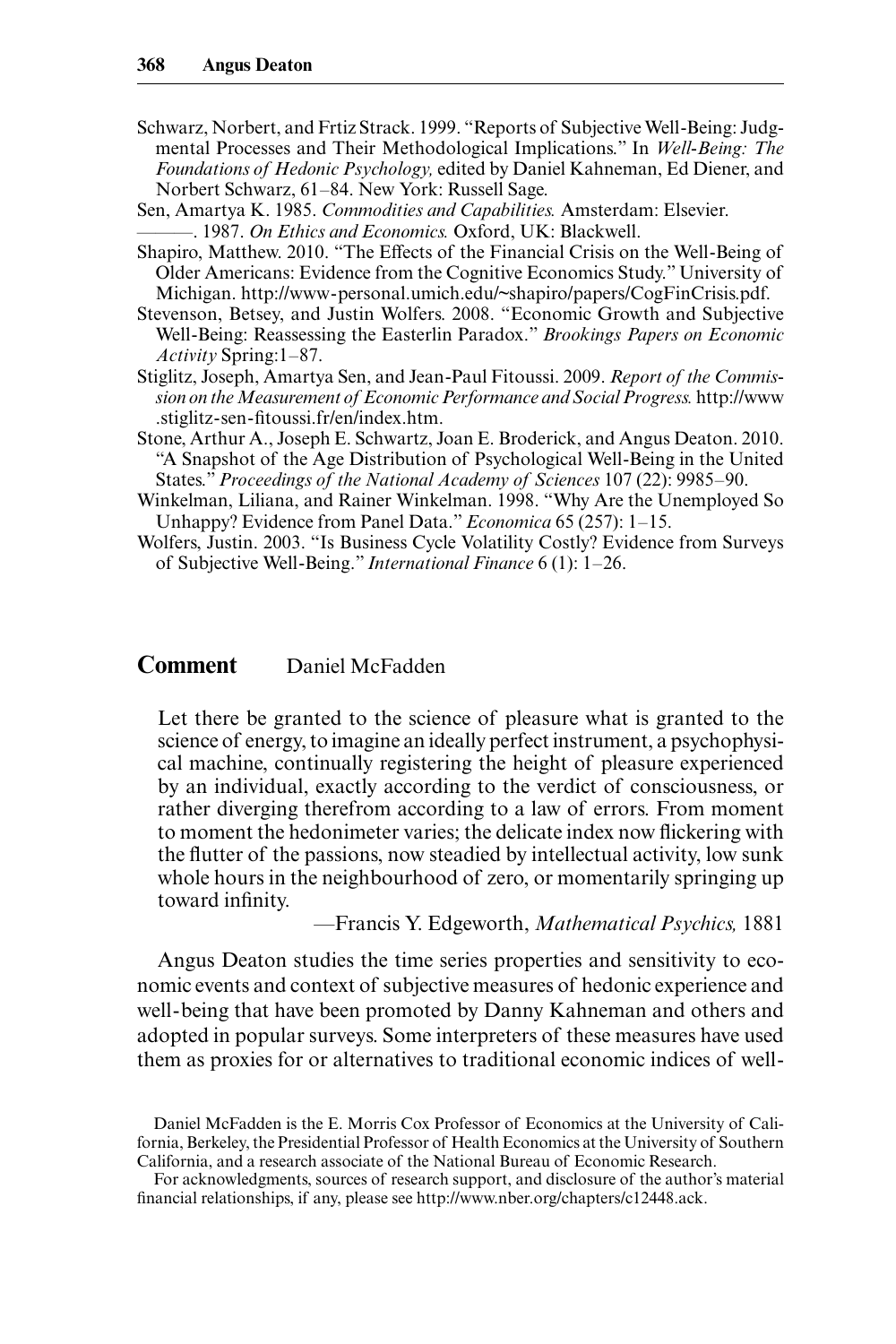Schwarz, Norbert, and Frtiz Strack. 1999. "Reports of Subjective Well-Being: Judgmental Processes and Their Methodological Implications." In *Well-Being: The Foundations of Hedonic Psychology,* edited by Daniel Kahneman, Ed Diener, and Norbert Schwarz, 61–84. New York: Russell Sage.

Sen, Amartya K. 1985. *Commodities and Capabilities.* Amsterdam: Elsevier.

———. 1987. *On Ethics and Economics.* Oxford, UK: Blackwell.

Shapiro, Matthew. 2010. "The Effects of the Financial Crisis on the Well-Being of Older Americans: Evidence from the Cognitive Economics Study." University of Michigan. http://www-personal.umich.edu/~shapiro/papers/CogFinCrisis.pdf.

Stevenson, Betsey, and Justin Wolfers. 2008. "Economic Growth and Subjective Well-Being: Reassessing the Easterlin Paradox." *Brookings Papers on Economic Activity* Spring:1–87.

Stiglitz, Joseph, Amartya Sen, and Jean-Paul Fitoussi. 2009. *Report of the Commission on the Measurement of Economic Performance and Social Progress.* http://www.stiglitz-sen-fitoussi.fr/en/index.htm.

Stone, Arthur A., Joseph E. Schwartz, Joan E. Broderick, and Angus Deaton. 2010. "A Snapshot of the Age Distribution of Psychological Well-Being in the United States." *Proceedings of the National Academy of Sciences* 107 (22): 9985–90.

Winkelman, Liliana, and Rainer Winkelman. 1998. "Why Are the Unemployed So Unhappy? Evidence from Panel Data." *Economica* 65 (257): 1–15.

Wolfers, Justin. 2003. "Is Business Cycle Volatility Costly? Evidence from Surveys of Subjective Well-Being." *International Finance* 6 (1): 1–26.

## Comment Daniel McFadden

> Let there be granted to the science of pleasure what is granted to the science of energy, to imagine an ideally perfect instrument, a psychophysical machine, continually registering the height of pleasure experienced by an individual, exactly according to the verdict of consciousness, or rather diverging therefrom according to a law of errors. From moment to moment the hedonimeter varies; the delicate index now flickering with the flutter of the passions, now steadied by intellectual activity, low sunk whole hours in the neighbourhood of zero, or momentarily springing up toward infinity.
>
> —Francis Y. Edgeworth, *Mathematical Psychics,* 1881

Angus Deaton studies the time series properties and sensitivity to economic events and context of subjective measures of hedonic experience and well-being that have been promoted by Danny Kahneman and others and adopted in popular surveys. Some interpreters of these measures have used them as proxies for or alternatives to traditional economic indices of well-

Daniel McFadden is the E. Morris Cox Professor of Economics at the University of California, Berkeley, the Presidential Professor of Health Economics at the University of Southern California, and a research associate of the National Bureau of Economic Research.

For acknowledgments, sources of research support, and disclosure of the author's material financial relationships, if any, please see http://www.nber.org/chapters/c12448.ack.